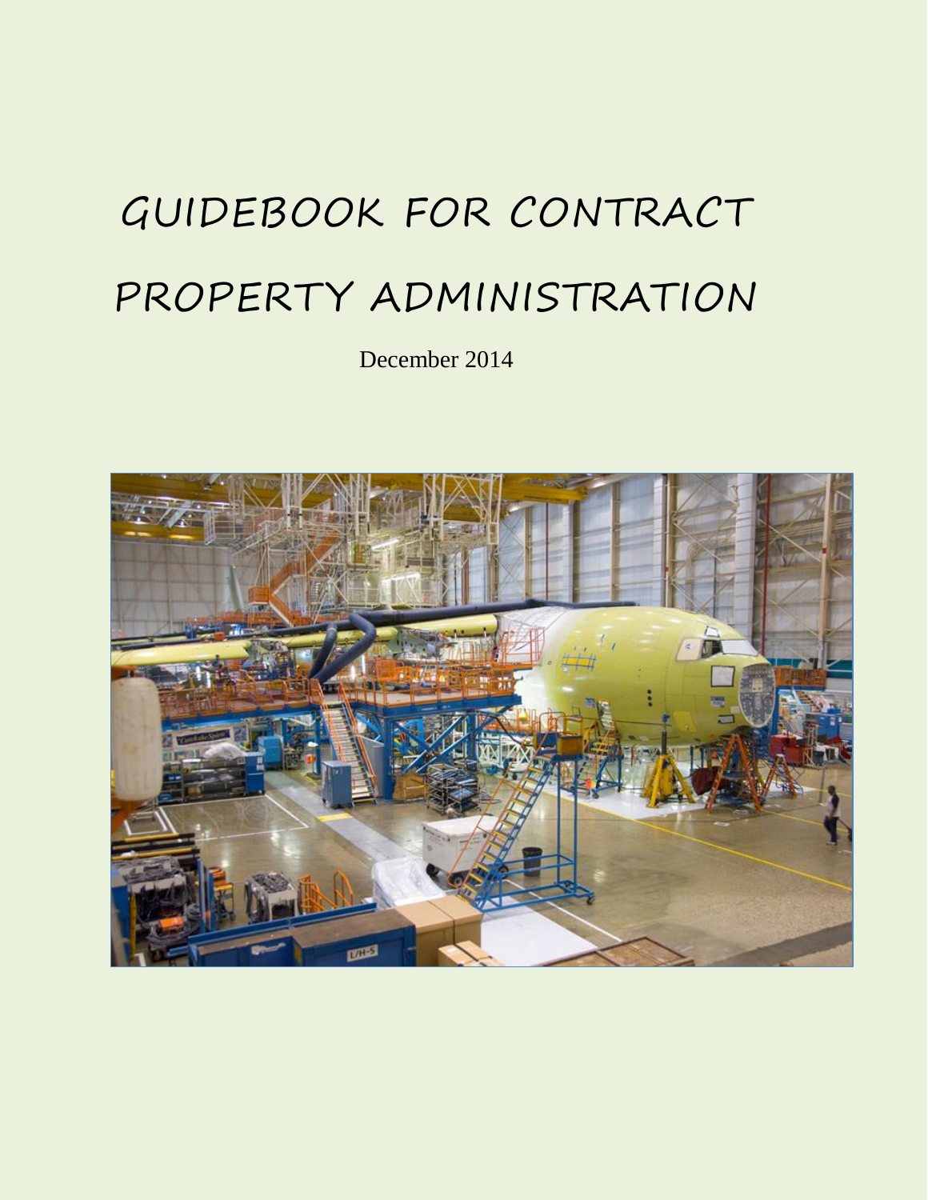# GUIDEBOOK FOR CONTRACT PROPERTY ADMINISTRATION

December 2014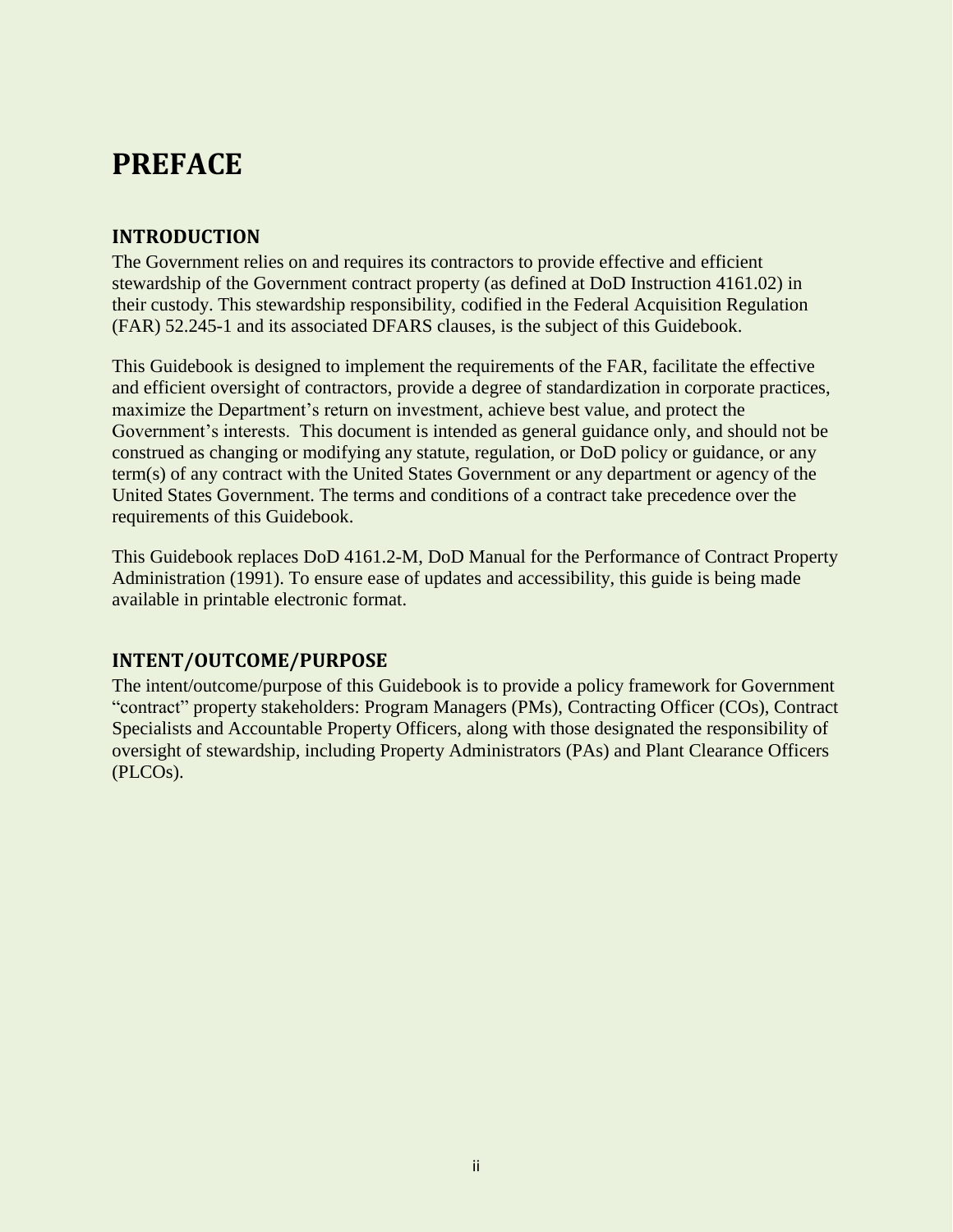# PREFACE

## INTRODUCTION

The Government relies on and requires its contractors to provide effective and efficient stewardship of the Government contract property (as defined at DoD Instruction 4161.02) in their custody. This stewardship responsibility, codified in the Federal Acquisition Regulation (FAR) 52.245-1 and its associated DFARS clauses, is the subject of this Guidebook.

This Guidebook is designed to implement the requirements of the FAR, facilitate the effective and efficient oversight of contractors, provide a degree of standardization in corporate practices, maximize the Department's return on investment, achieve best value, and protect the Government's interests. This document is intended as general guidance only, and should not be construed as changing or modifying any statute, regulation, or DoD policy or guidance, or any term(s) of any contract with the United States Government or any department or agency of the United States Government. The terms and conditions of a contract take precedence over the requirements of this Guidebook.

This Guidebook replaces DoD 4161.2-M, DoD Manual for the Performance of Contract Property Administration (1991). To ensure ease of updates and accessibility, this guide is being made available in printable electronic format.

## INTENT/OUTCOME/PURPOSE

The intent/outcome/purpose of this Guidebook is to provide a policy framework for Government "contract" property stakeholders: Program Managers (PMs), Contracting Officer (COs), Contract Specialists and Accountable Property Officers, along with those designated the responsibility of oversight of stewardship, including Property Administrators (PAs) and Plant Clearance Officers (PLCOs).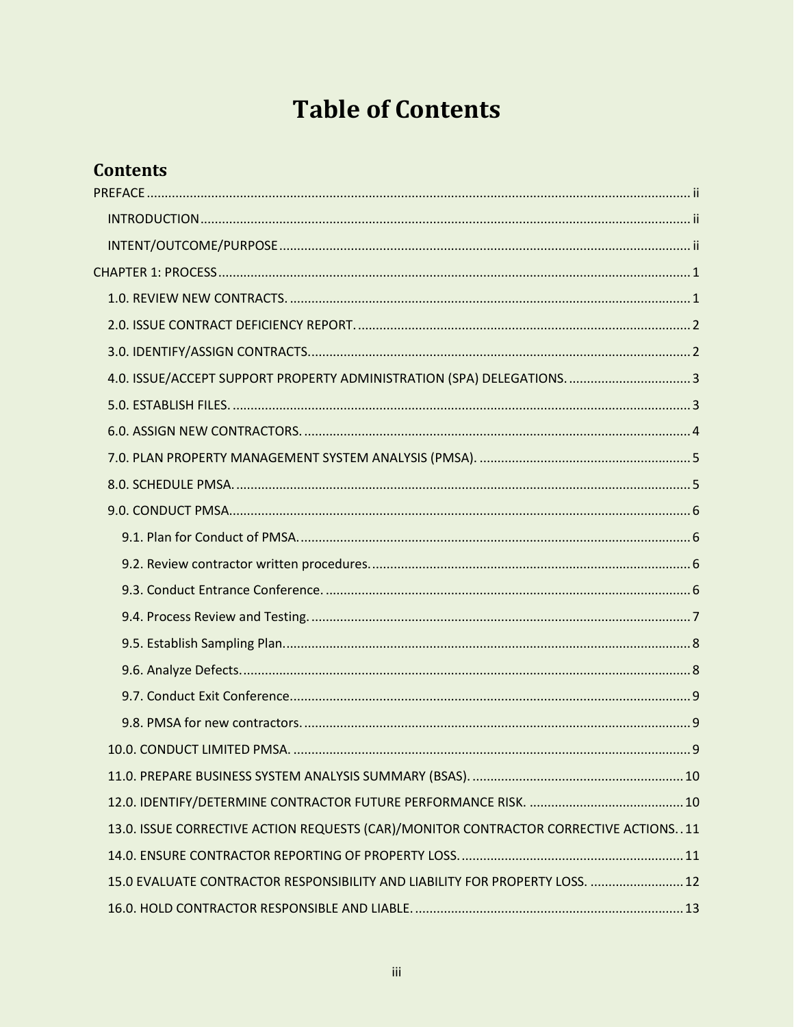# Table of Contents

## Contents

PREFACE ........ ii

- INTRODUCTION ........ ii
- INTENT/OUTCOME/PURPOSE ........ ii

CHAPTER 1: PROCESS ........ 1

- 1.0. REVIEW NEW CONTRACTS. ........ 1
- 2.0. ISSUE CONTRACT DEFICIENCY REPORT. ........ 2
- 3.0. IDENTIFY/ASSIGN CONTRACTS. ........ 2
- 4.0. ISSUE/ACCEPT SUPPORT PROPERTY ADMINISTRATION (SPA) DELEGATIONS. ........ 3
- 5.0. ESTABLISH FILES. ........ 3
- 6.0. ASSIGN NEW CONTRACTORS. ........ 4
- 7.0. PLAN PROPERTY MANAGEMENT SYSTEM ANALYSIS (PMSA). ........ 5
- 8.0. SCHEDULE PMSA. ........ 5
- 9.0. CONDUCT PMSA. ........ 6
  - 9.1. Plan for Conduct of PMSA. ........ 6
  - 9.2. Review contractor written procedures. ........ 6
  - 9.3. Conduct Entrance Conference. ........ 6
  - 9.4. Process Review and Testing. ........ 7
  - 9.5. Establish Sampling Plan. ........ 8
  - 9.6. Analyze Defects. ........ 8
  - 9.7. Conduct Exit Conference. ........ 9
  - 9.8. PMSA for new contractors. ........ 9
- 10.0. CONDUCT LIMITED PMSA. ........ 9
- 11.0. PREPARE BUSINESS SYSTEM ANALYSIS SUMMARY (BSAS). ........ 10
- 12.0. IDENTIFY/DETERMINE CONTRACTOR FUTURE PERFORMANCE RISK. ........ 10
- 13.0. ISSUE CORRECTIVE ACTION REQUESTS (CAR)/MONITOR CONTRACTOR CORRECTIVE ACTIONS. ........ 11
- 14.0. ENSURE CONTRACTOR REPORTING OF PROPERTY LOSS. ........ 11
- 15.0 EVALUATE CONTRACTOR RESPONSIBILITY AND LIABILITY FOR PROPERTY LOSS. ........ 12
- 16.0. HOLD CONTRACTOR RESPONSIBLE AND LIABLE. ........ 13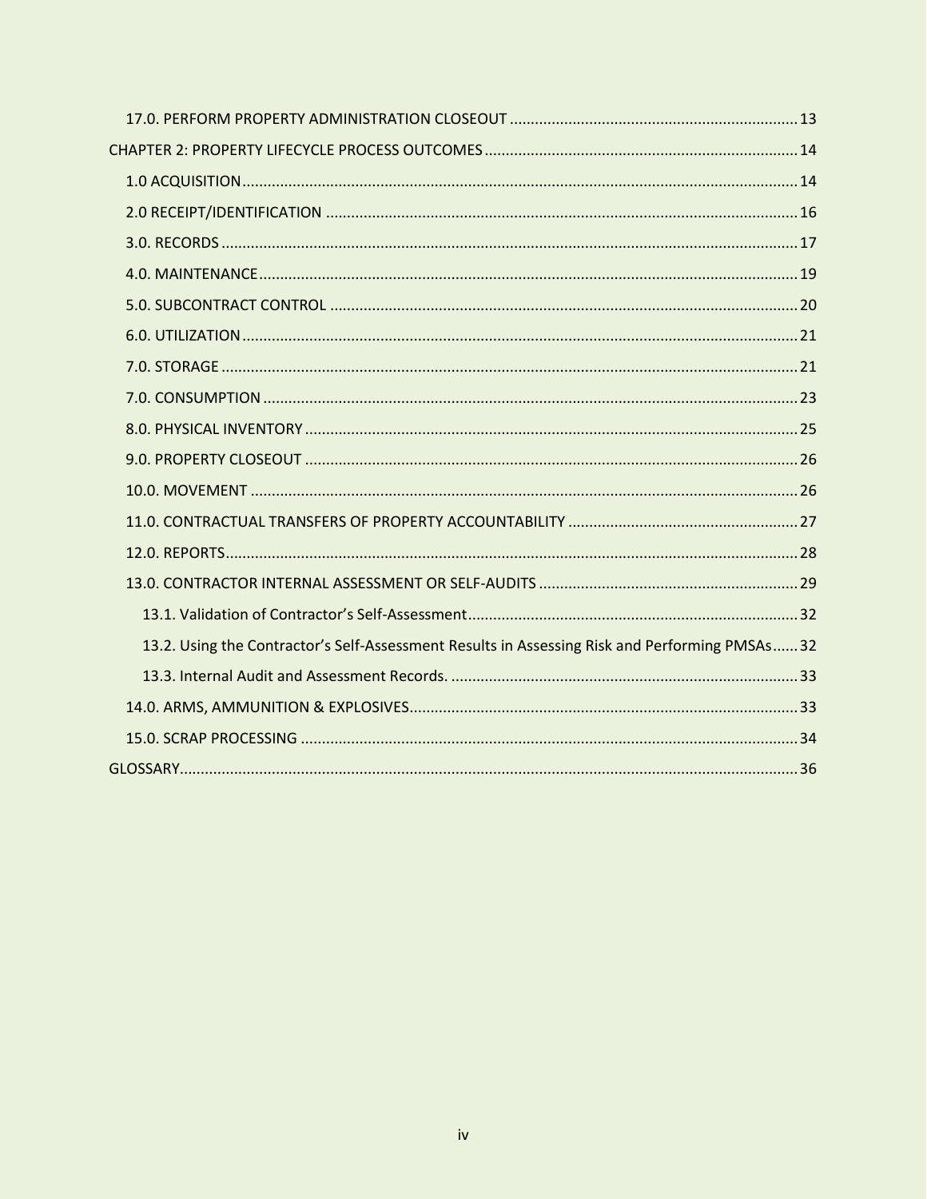17.0. PERFORM PROPERTY ADMINISTRATION CLOSEOUT ..... 13

CHAPTER 2: PROPERTY LIFECYCLE PROCESS OUTCOMES ..... 14

1.0 ACQUISITION ..... 14

2.0 RECEIPT/IDENTIFICATION ..... 16

3.0. RECORDS ..... 17

4.0. MAINTENANCE ..... 19

5.0. SUBCONTRACT CONTROL ..... 20

6.0. UTILIZATION ..... 21

7.0. STORAGE ..... 21

7.0. CONSUMPTION ..... 23

8.0. PHYSICAL INVENTORY ..... 25

9.0. PROPERTY CLOSEOUT ..... 26

10.0. MOVEMENT ..... 26

11.0. CONTRACTUAL TRANSFERS OF PROPERTY ACCOUNTABILITY ..... 27

12.0. REPORTS ..... 28

13.0. CONTRACTOR INTERNAL ASSESSMENT OR SELF-AUDITS ..... 29

13.1. Validation of Contractor's Self-Assessment ..... 32

13.2. Using the Contractor's Self-Assessment Results in Assessing Risk and Performing PMSAs ..... 32

13.3. Internal Audit and Assessment Records. ..... 33

14.0. ARMS, AMMUNITION & EXPLOSIVES ..... 33

15.0. SCRAP PROCESSING ..... 34

GLOSSARY ..... 36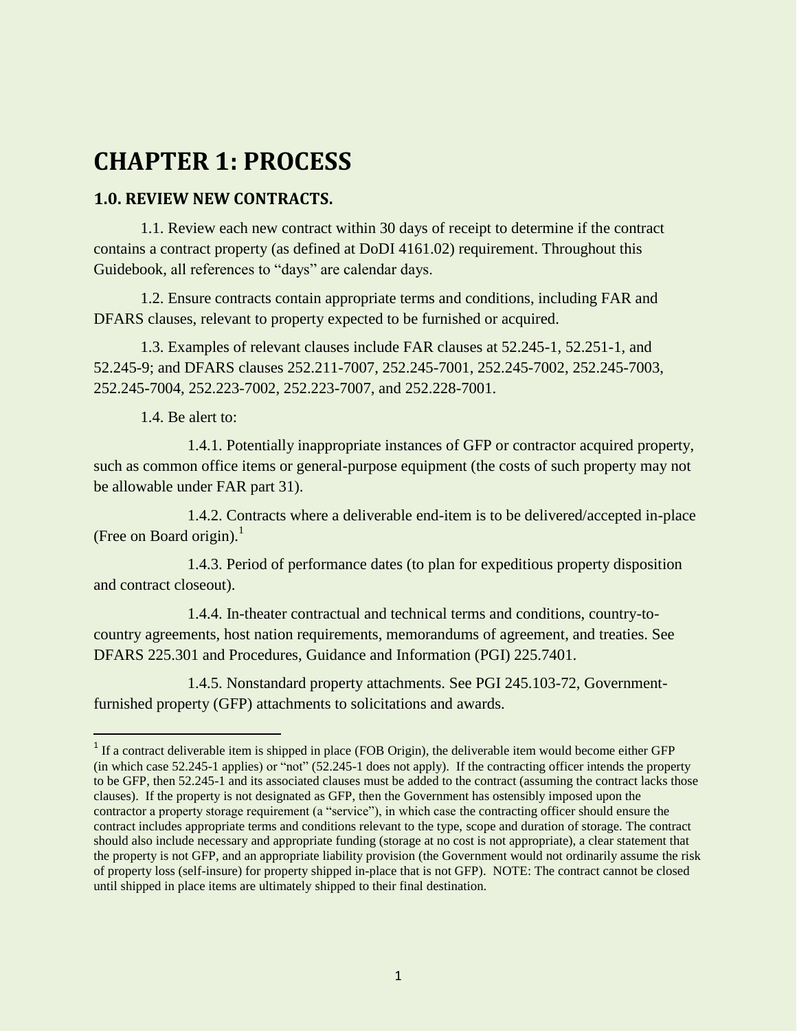# CHAPTER 1: PROCESS

## 1.0. REVIEW NEW CONTRACTS.

1.1. Review each new contract within 30 days of receipt to determine if the contract contains a contract property (as defined at DoDI 4161.02) requirement. Throughout this Guidebook, all references to "days" are calendar days.

1.2. Ensure contracts contain appropriate terms and conditions, including FAR and DFARS clauses, relevant to property expected to be furnished or acquired.

1.3. Examples of relevant clauses include FAR clauses at 52.245-1, 52.251-1, and 52.245-9; and DFARS clauses 252.211-7007, 252.245-7001, 252.245-7002, 252.245-7003, 252.245-7004, 252.223-7002, 252.223-7007, and 252.228-7001.

1.4. Be alert to:

1.4.1. Potentially inappropriate instances of GFP or contractor acquired property, such as common office items or general-purpose equipment (the costs of such property may not be allowable under FAR part 31).

1.4.2. Contracts where a deliverable end-item is to be delivered/accepted in-place (Free on Board origin).[1]

1.4.3. Period of performance dates (to plan for expeditious property disposition and contract closeout).

1.4.4. In-theater contractual and technical terms and conditions, country-to-country agreements, host nation requirements, memorandums of agreement, and treaties. See DFARS 225.301 and Procedures, Guidance and Information (PGI) 225.7401.

1.4.5. Nonstandard property attachments. See PGI 245.103-72, Government-furnished property (GFP) attachments to solicitations and awards.

---

[1] If a contract deliverable item is shipped in place (FOB Origin), the deliverable item would become either GFP (in which case 52.245-1 applies) or "not" (52.245-1 does not apply). If the contracting officer intends the property to be GFP, then 52.245-1 and its associated clauses must be added to the contract (assuming the contract lacks those clauses). If the property is not designated as GFP, then the Government has ostensibly imposed upon the contractor a property storage requirement (a "service"), in which case the contracting officer should ensure the contract includes appropriate terms and conditions relevant to the type, scope and duration of storage. The contract should also include necessary and appropriate funding (storage at no cost is not appropriate), a clear statement that the property is not GFP, and an appropriate liability provision (the Government would not ordinarily assume the risk of property loss (self-insure) for property shipped in-place that is not GFP). NOTE: The contract cannot be closed until shipped in place items are ultimately shipped to their final destination.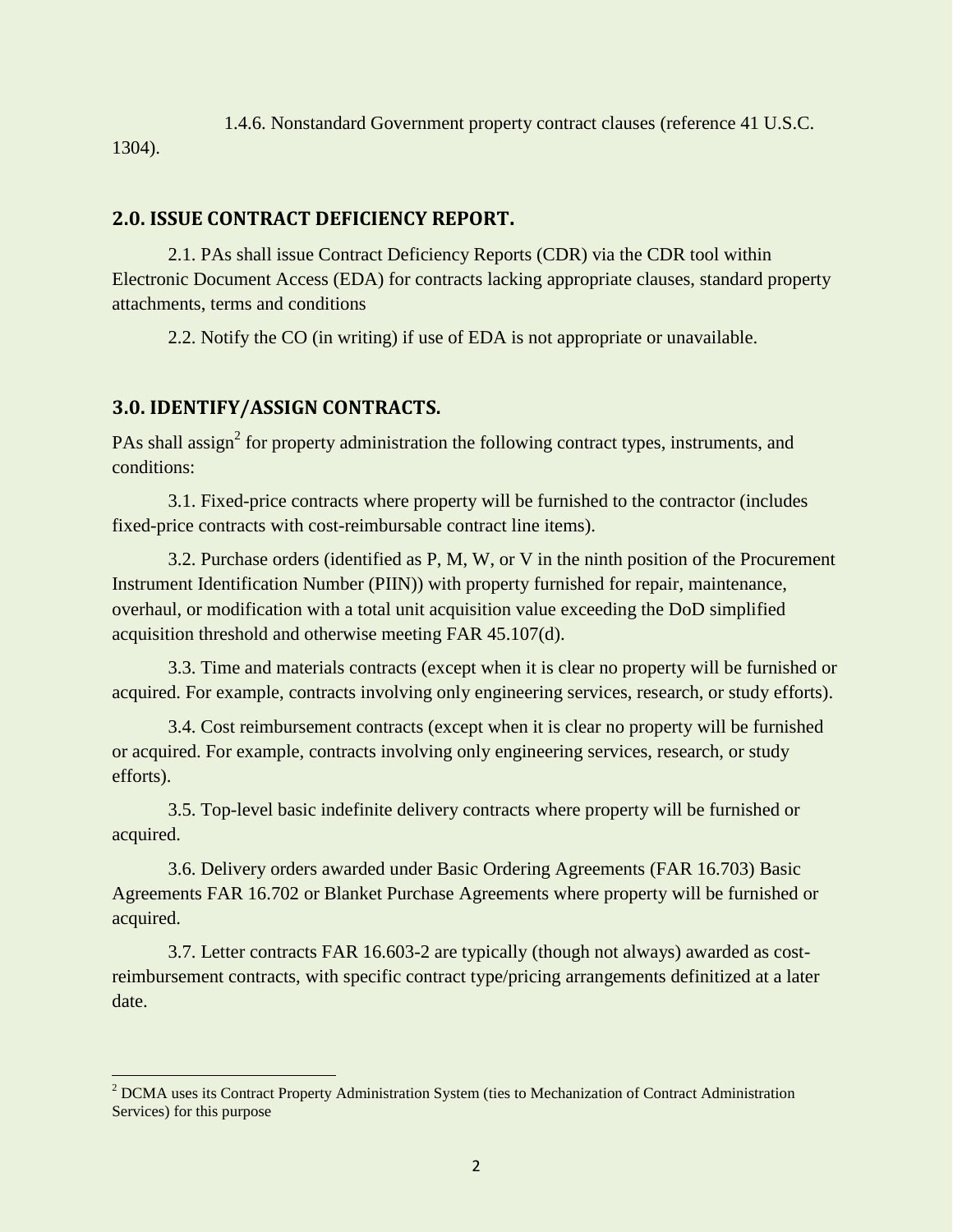1.4.6. Nonstandard Government property contract clauses (reference 41 U.S.C. 1304).

## 2.0. ISSUE CONTRACT DEFICIENCY REPORT.

2.1. PAs shall issue Contract Deficiency Reports (CDR) via the CDR tool within Electronic Document Access (EDA) for contracts lacking appropriate clauses, standard property attachments, terms and conditions

2.2. Notify the CO (in writing) if use of EDA is not appropriate or unavailable.

## 3.0. IDENTIFY/ASSIGN CONTRACTS.

PAs shall assign[2] for property administration the following contract types, instruments, and conditions:

3.1. Fixed-price contracts where property will be furnished to the contractor (includes fixed-price contracts with cost-reimbursable contract line items).

3.2. Purchase orders (identified as P, M, W, or V in the ninth position of the Procurement Instrument Identification Number (PIIN)) with property furnished for repair, maintenance, overhaul, or modification with a total unit acquisition value exceeding the DoD simplified acquisition threshold and otherwise meeting FAR 45.107(d).

3.3. Time and materials contracts (except when it is clear no property will be furnished or acquired. For example, contracts involving only engineering services, research, or study efforts).

3.4. Cost reimbursement contracts (except when it is clear no property will be furnished or acquired. For example, contracts involving only engineering services, research, or study efforts).

3.5. Top-level basic indefinite delivery contracts where property will be furnished or acquired.

3.6. Delivery orders awarded under Basic Ordering Agreements (FAR 16.703) Basic Agreements FAR 16.702 or Blanket Purchase Agreements where property will be furnished or acquired.

3.7. Letter contracts FAR 16.603-2 are typically (though not always) awarded as cost-reimbursement contracts, with specific contract type/pricing arrangements definitized at a later date.

---

[2] DCMA uses its Contract Property Administration System (ties to Mechanization of Contract Administration Services) for this purpose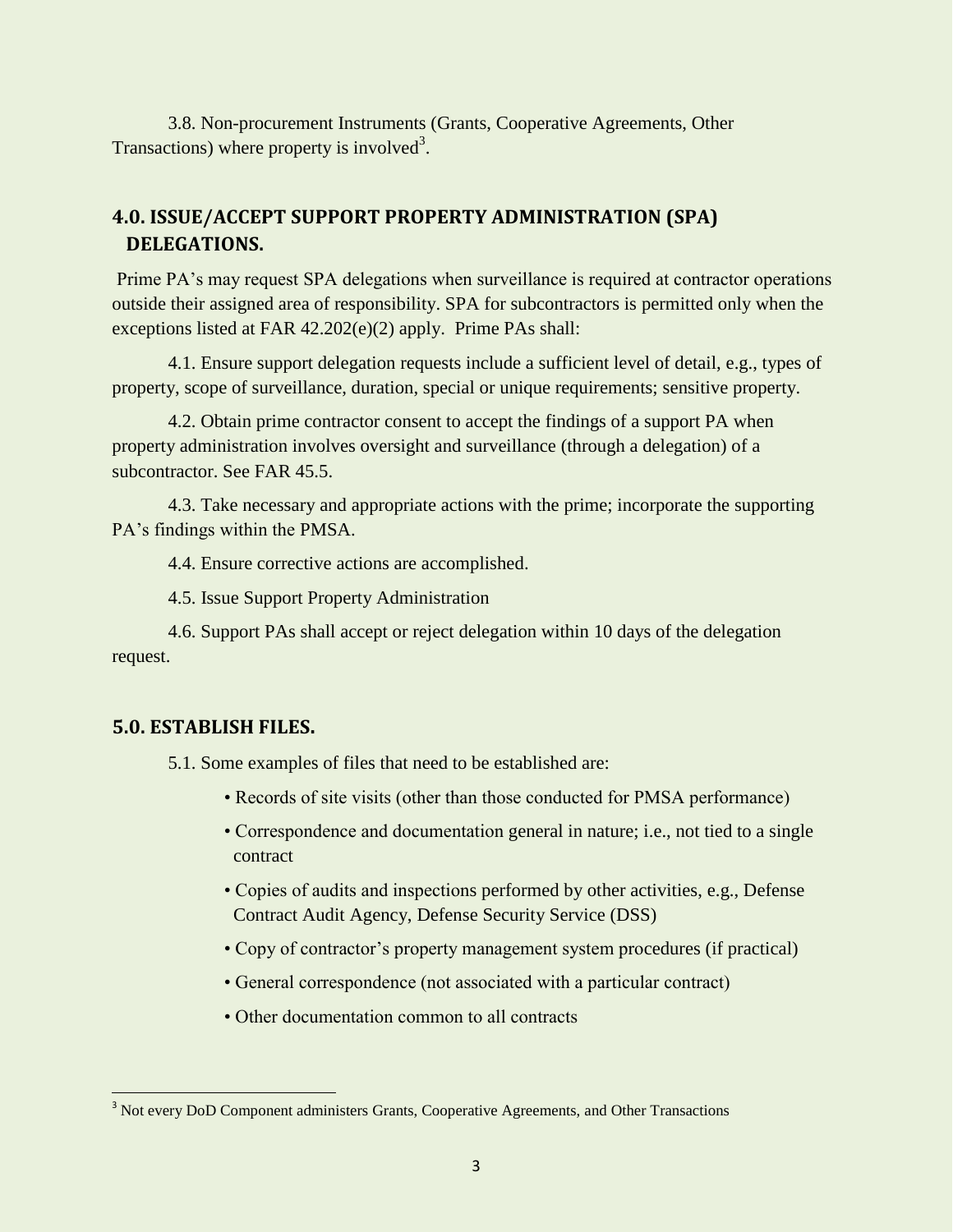3.8. Non-procurement Instruments (Grants, Cooperative Agreements, Other Transactions) where property is involved[3].

## 4.0. ISSUE/ACCEPT SUPPORT PROPERTY ADMINISTRATION (SPA) DELEGATIONS.

Prime PA's may request SPA delegations when surveillance is required at contractor operations outside their assigned area of responsibility. SPA for subcontractors is permitted only when the exceptions listed at FAR 42.202(e)(2) apply. Prime PAs shall:

4.1. Ensure support delegation requests include a sufficient level of detail, e.g., types of property, scope of surveillance, duration, special or unique requirements; sensitive property.

4.2. Obtain prime contractor consent to accept the findings of a support PA when property administration involves oversight and surveillance (through a delegation) of a subcontractor. See FAR 45.5.

4.3. Take necessary and appropriate actions with the prime; incorporate the supporting PA's findings within the PMSA.

4.4. Ensure corrective actions are accomplished.

4.5. Issue Support Property Administration

4.6. Support PAs shall accept or reject delegation within 10 days of the delegation request.

## 5.0. ESTABLISH FILES.

5.1. Some examples of files that need to be established are:

- Records of site visits (other than those conducted for PMSA performance)
- Correspondence and documentation general in nature; i.e., not tied to a single contract
- Copies of audits and inspections performed by other activities, e.g., Defense Contract Audit Agency, Defense Security Service (DSS)
- Copy of contractor's property management system procedures (if practical)
- General correspondence (not associated with a particular contract)
- Other documentation common to all contracts

[3] Not every DoD Component administers Grants, Cooperative Agreements, and Other Transactions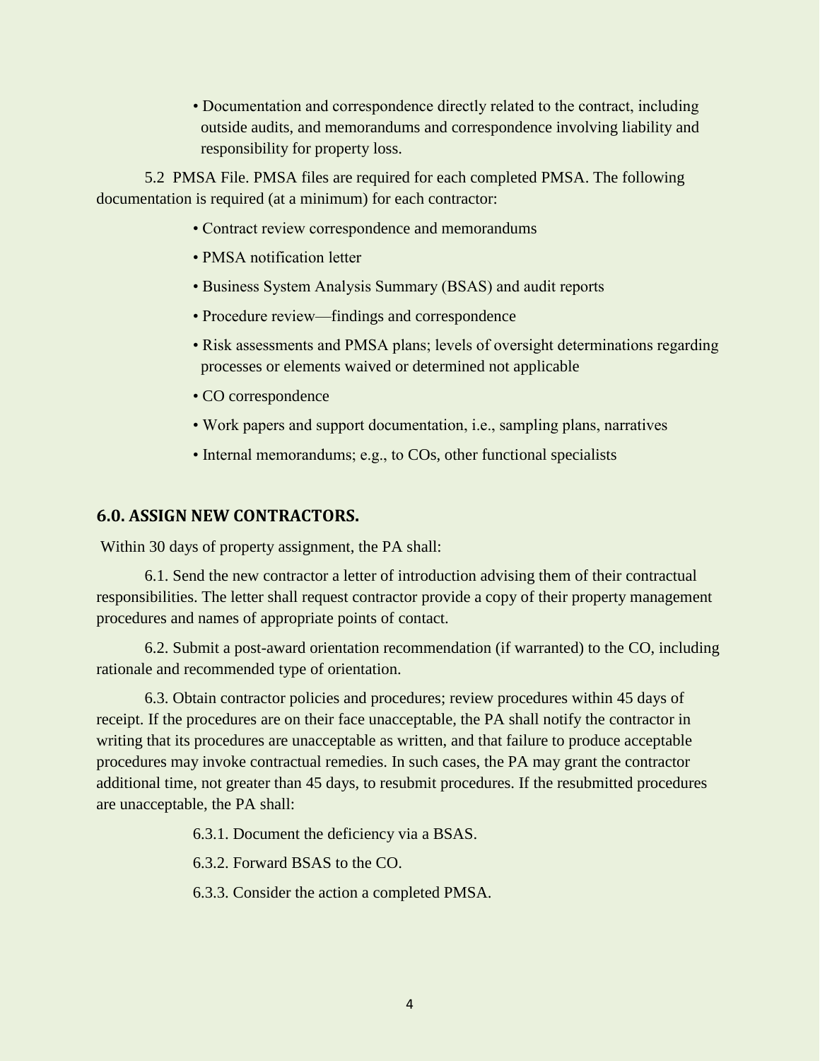- Documentation and correspondence directly related to the contract, including outside audits, and memorandums and correspondence involving liability and responsibility for property loss.

5.2 PMSA File. PMSA files are required for each completed PMSA. The following documentation is required (at a minimum) for each contractor:

- Contract review correspondence and memorandums
- PMSA notification letter
- Business System Analysis Summary (BSAS) and audit reports
- Procedure review—findings and correspondence
- Risk assessments and PMSA plans; levels of oversight determinations regarding processes or elements waived or determined not applicable
- CO correspondence
- Work papers and support documentation, i.e., sampling plans, narratives
- Internal memorandums; e.g., to COs, other functional specialists

## 6.0. ASSIGN NEW CONTRACTORS.

Within 30 days of property assignment, the PA shall:

6.1. Send the new contractor a letter of introduction advising them of their contractual responsibilities. The letter shall request contractor provide a copy of their property management procedures and names of appropriate points of contact.

6.2. Submit a post-award orientation recommendation (if warranted) to the CO, including rationale and recommended type of orientation.

6.3. Obtain contractor policies and procedures; review procedures within 45 days of receipt. If the procedures are on their face unacceptable, the PA shall notify the contractor in writing that its procedures are unacceptable as written, and that failure to produce acceptable procedures may invoke contractual remedies. In such cases, the PA may grant the contractor additional time, not greater than 45 days, to resubmit procedures. If the resubmitted procedures are unacceptable, the PA shall:

6.3.1. Document the deficiency via a BSAS.

6.3.2. Forward BSAS to the CO.

6.3.3. Consider the action a completed PMSA.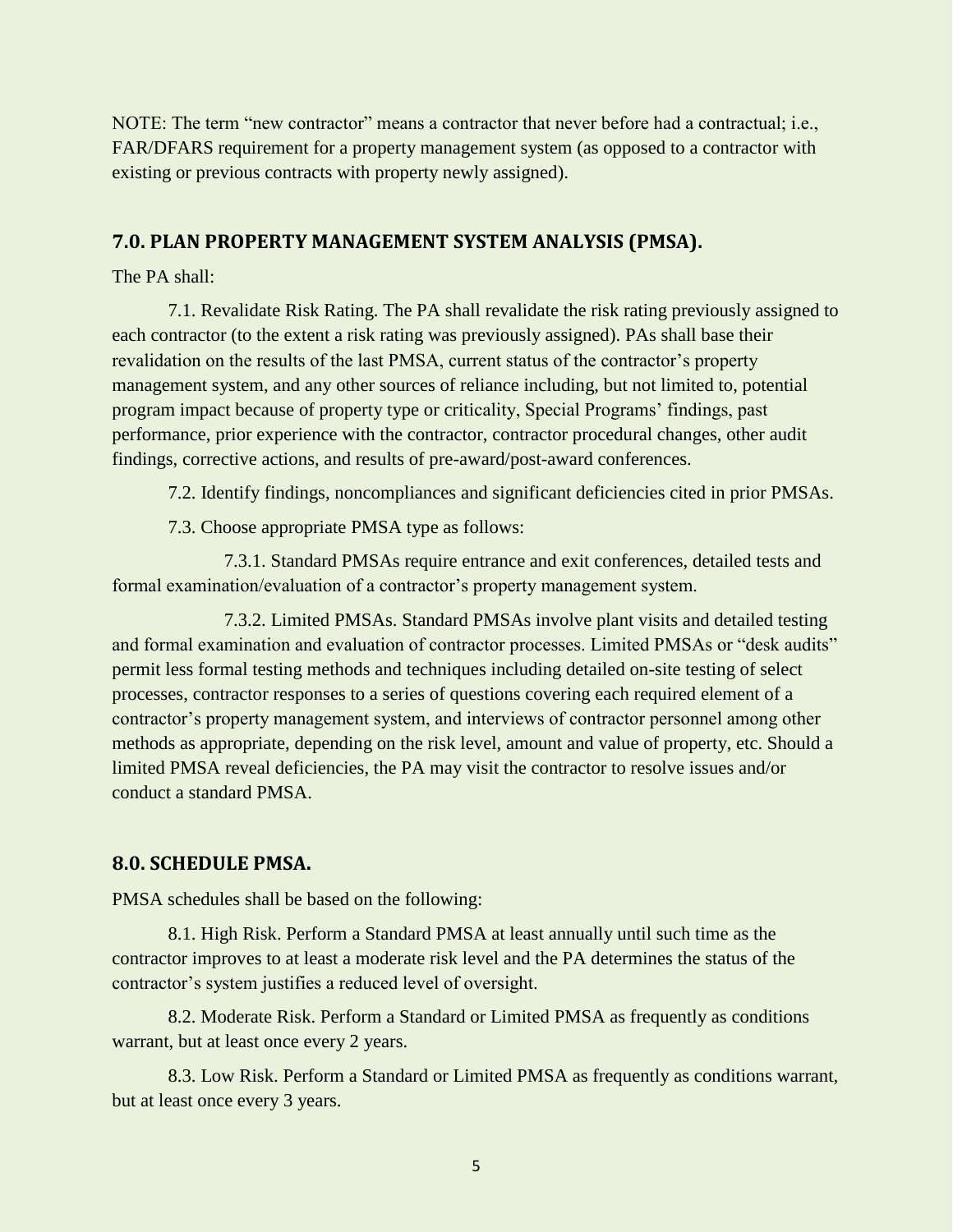NOTE: The term "new contractor" means a contractor that never before had a contractual; i.e., FAR/DFARS requirement for a property management system (as opposed to a contractor with existing or previous contracts with property newly assigned).

## 7.0. PLAN PROPERTY MANAGEMENT SYSTEM ANALYSIS (PMSA).

The PA shall:

7.1. Revalidate Risk Rating. The PA shall revalidate the risk rating previously assigned to each contractor (to the extent a risk rating was previously assigned). PAs shall base their revalidation on the results of the last PMSA, current status of the contractor's property management system, and any other sources of reliance including, but not limited to, potential program impact because of property type or criticality, Special Programs' findings, past performance, prior experience with the contractor, contractor procedural changes, other audit findings, corrective actions, and results of pre-award/post-award conferences.

7.2. Identify findings, noncompliances and significant deficiencies cited in prior PMSAs.

7.3. Choose appropriate PMSA type as follows:

7.3.1. Standard PMSAs require entrance and exit conferences, detailed tests and formal examination/evaluation of a contractor's property management system.

7.3.2. Limited PMSAs. Standard PMSAs involve plant visits and detailed testing and formal examination and evaluation of contractor processes. Limited PMSAs or "desk audits" permit less formal testing methods and techniques including detailed on-site testing of select processes, contractor responses to a series of questions covering each required element of a contractor's property management system, and interviews of contractor personnel among other methods as appropriate, depending on the risk level, amount and value of property, etc. Should a limited PMSA reveal deficiencies, the PA may visit the contractor to resolve issues and/or conduct a standard PMSA.

## 8.0. SCHEDULE PMSA.

PMSA schedules shall be based on the following:

8.1. High Risk. Perform a Standard PMSA at least annually until such time as the contractor improves to at least a moderate risk level and the PA determines the status of the contractor's system justifies a reduced level of oversight.

8.2. Moderate Risk. Perform a Standard or Limited PMSA as frequently as conditions warrant, but at least once every 2 years.

8.3. Low Risk. Perform a Standard or Limited PMSA as frequently as conditions warrant, but at least once every 3 years.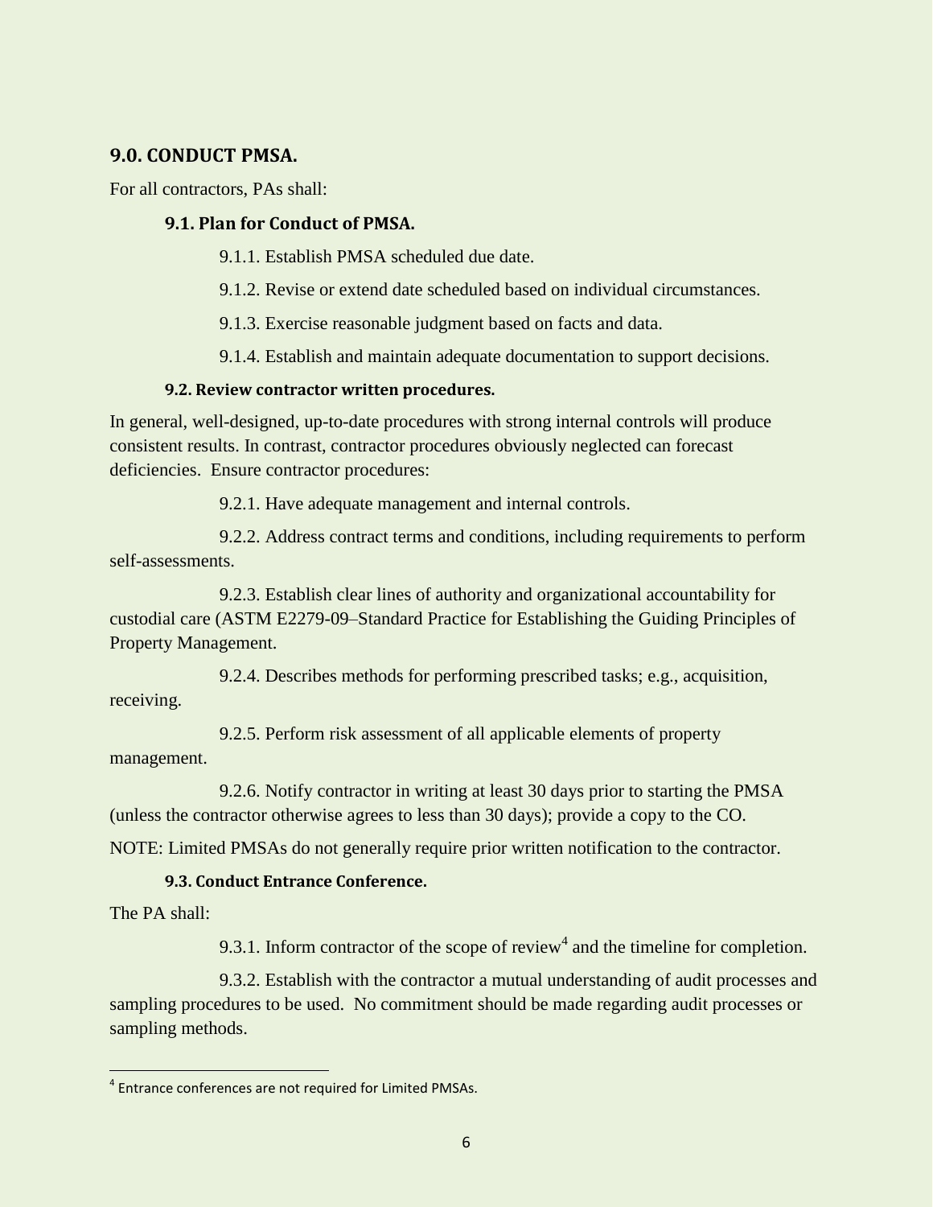## 9.0. CONDUCT PMSA.

For all contractors, PAs shall:

### 9.1. Plan for Conduct of PMSA.

9.1.1. Establish PMSA scheduled due date.

9.1.2. Revise or extend date scheduled based on individual circumstances.

9.1.3. Exercise reasonable judgment based on facts and data.

9.1.4. Establish and maintain adequate documentation to support decisions.

### 9.2. Review contractor written procedures.

In general, well-designed, up-to-date procedures with strong internal controls will produce consistent results. In contrast, contractor procedures obviously neglected can forecast deficiencies. Ensure contractor procedures:

9.2.1. Have adequate management and internal controls.

9.2.2. Address contract terms and conditions, including requirements to perform self-assessments.

9.2.3. Establish clear lines of authority and organizational accountability for custodial care (ASTM E2279-09–Standard Practice for Establishing the Guiding Principles of Property Management.

9.2.4. Describes methods for performing prescribed tasks; e.g., acquisition, receiving.

9.2.5. Perform risk assessment of all applicable elements of property management.

9.2.6. Notify contractor in writing at least 30 days prior to starting the PMSA (unless the contractor otherwise agrees to less than 30 days); provide a copy to the CO.

NOTE: Limited PMSAs do not generally require prior written notification to the contractor.

### 9.3. Conduct Entrance Conference.

The PA shall:

9.3.1. Inform contractor of the scope of review[4] and the timeline for completion.

9.3.2. Establish with the contractor a mutual understanding of audit processes and sampling procedures to be used. No commitment should be made regarding audit processes or sampling methods.

[4] Entrance conferences are not required for Limited PMSAs.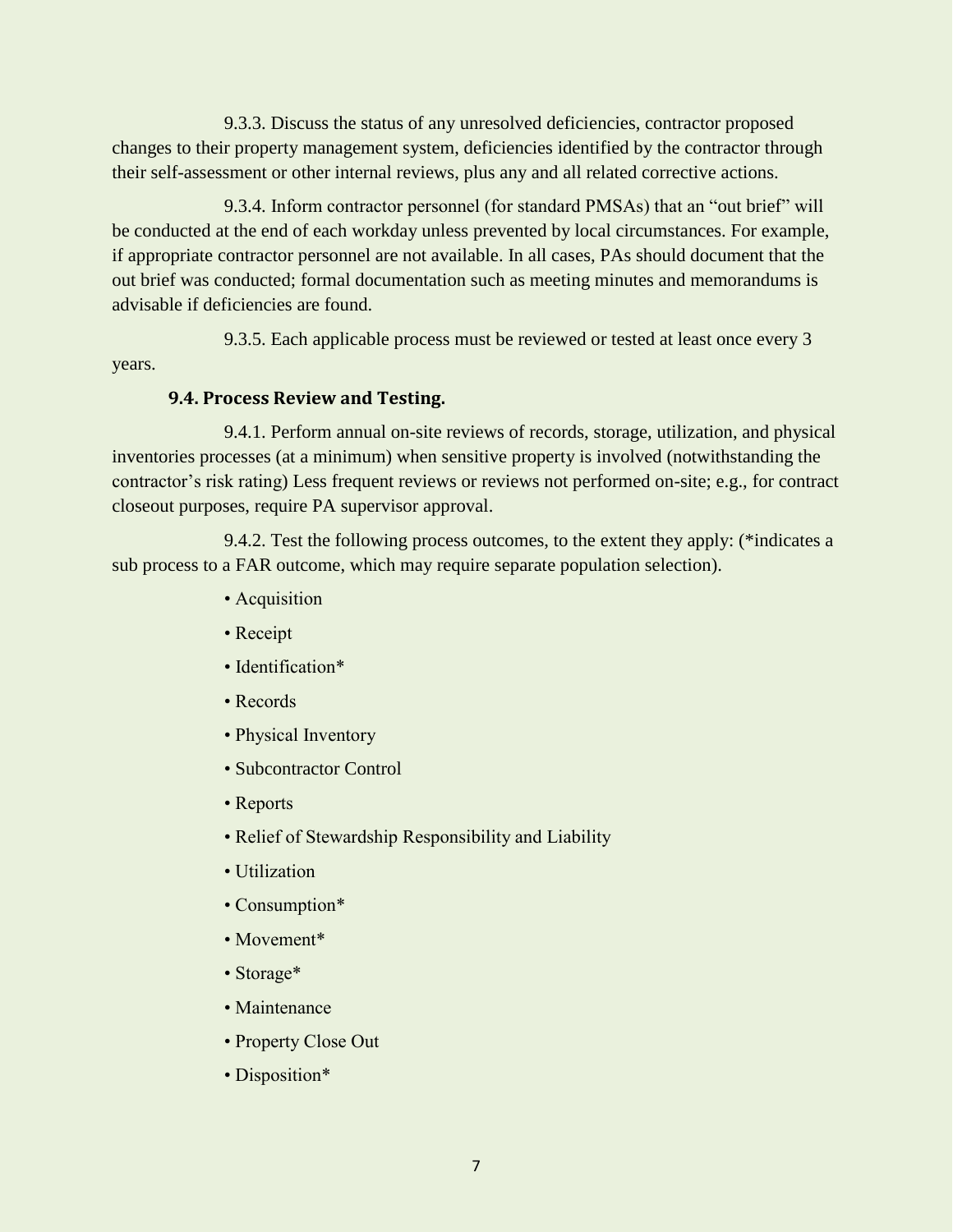9.3.3. Discuss the status of any unresolved deficiencies, contractor proposed changes to their property management system, deficiencies identified by the contractor through their self-assessment or other internal reviews, plus any and all related corrective actions.

9.3.4. Inform contractor personnel (for standard PMSAs) that an "out brief" will be conducted at the end of each workday unless prevented by local circumstances. For example, if appropriate contractor personnel are not available. In all cases, PAs should document that the out brief was conducted; formal documentation such as meeting minutes and memorandums is advisable if deficiencies are found.

9.3.5. Each applicable process must be reviewed or tested at least once every 3 years.

### 9.4. Process Review and Testing.

9.4.1. Perform annual on-site reviews of records, storage, utilization, and physical inventories processes (at a minimum) when sensitive property is involved (notwithstanding the contractor's risk rating) Less frequent reviews or reviews not performed on-site; e.g., for contract closeout purposes, require PA supervisor approval.

9.4.2. Test the following process outcomes, to the extent they apply: (*indicates a sub process to a FAR outcome, which may require separate population selection).

- Acquisition
- Receipt
- Identification*
- Records
- Physical Inventory
- Subcontractor Control
- Reports
- Relief of Stewardship Responsibility and Liability
- Utilization
- Consumption*
- Movement*
- Storage*
- Maintenance
- Property Close Out
- Disposition*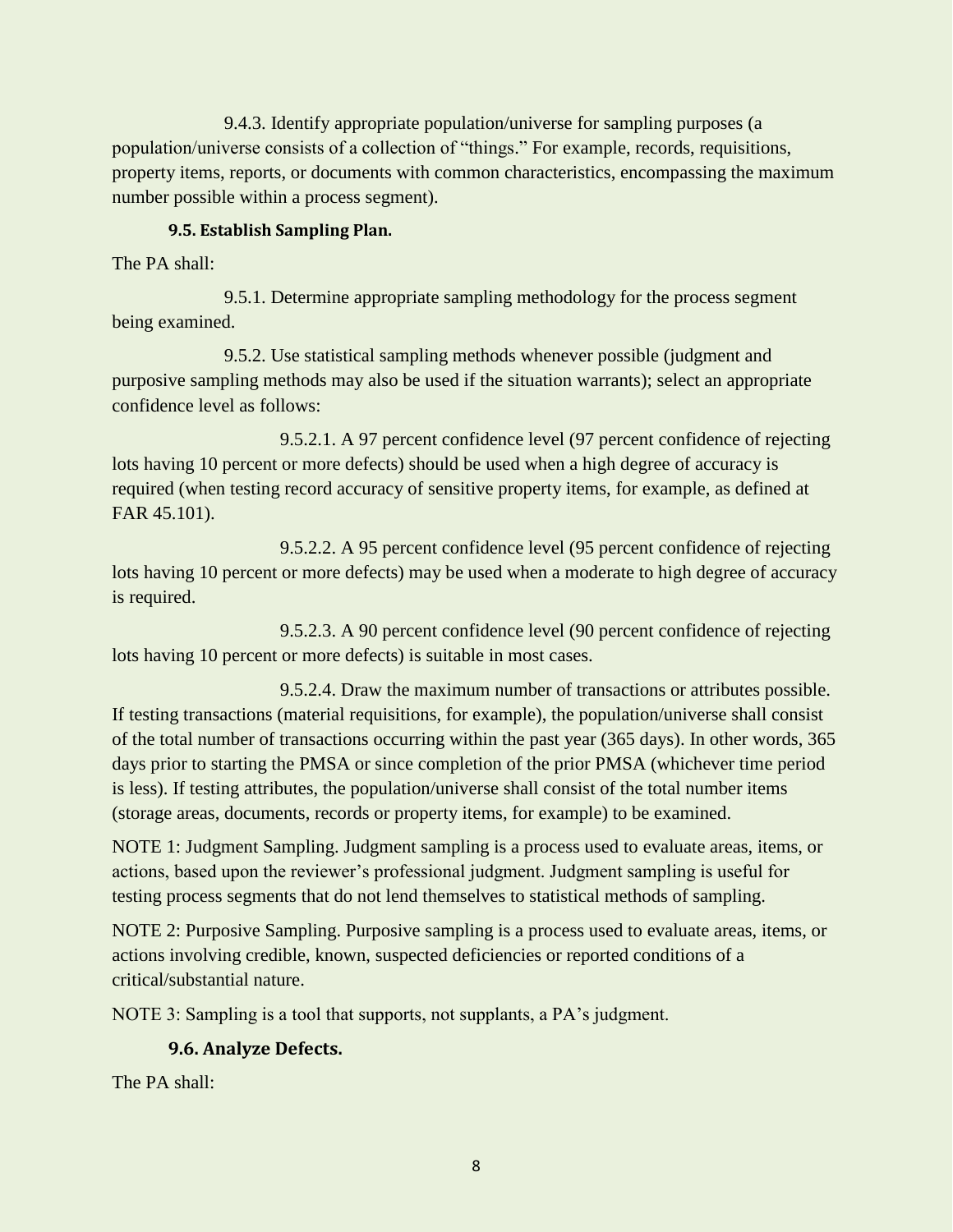9.4.3. Identify appropriate population/universe for sampling purposes (a population/universe consists of a collection of “things.” For example, records, requisitions, property items, reports, or documents with common characteristics, encompassing the maximum number possible within a process segment).

#### 9.5. Establish Sampling Plan.

The PA shall:

9.5.1. Determine appropriate sampling methodology for the process segment being examined.

9.5.2. Use statistical sampling methods whenever possible (judgment and purposive sampling methods may also be used if the situation warrants); select an appropriate confidence level as follows:

9.5.2.1. A 97 percent confidence level (97 percent confidence of rejecting lots having 10 percent or more defects) should be used when a high degree of accuracy is required (when testing record accuracy of sensitive property items, for example, as defined at FAR 45.101).

9.5.2.2. A 95 percent confidence level (95 percent confidence of rejecting lots having 10 percent or more defects) may be used when a moderate to high degree of accuracy is required.

9.5.2.3. A 90 percent confidence level (90 percent confidence of rejecting lots having 10 percent or more defects) is suitable in most cases.

9.5.2.4. Draw the maximum number of transactions or attributes possible. If testing transactions (material requisitions, for example), the population/universe shall consist of the total number of transactions occurring within the past year (365 days). In other words, 365 days prior to starting the PMSA or since completion of the prior PMSA (whichever time period is less). If testing attributes, the population/universe shall consist of the total number items (storage areas, documents, records or property items, for example) to be examined.

NOTE 1: Judgment Sampling. Judgment sampling is a process used to evaluate areas, items, or actions, based upon the reviewer’s professional judgment. Judgment sampling is useful for testing process segments that do not lend themselves to statistical methods of sampling.

NOTE 2: Purposive Sampling. Purposive sampling is a process used to evaluate areas, items, or actions involving credible, known, suspected deficiencies or reported conditions of a critical/substantial nature.

NOTE 3: Sampling is a tool that supports, not supplants, a PA’s judgment.

#### 9.6. Analyze Defects.

The PA shall: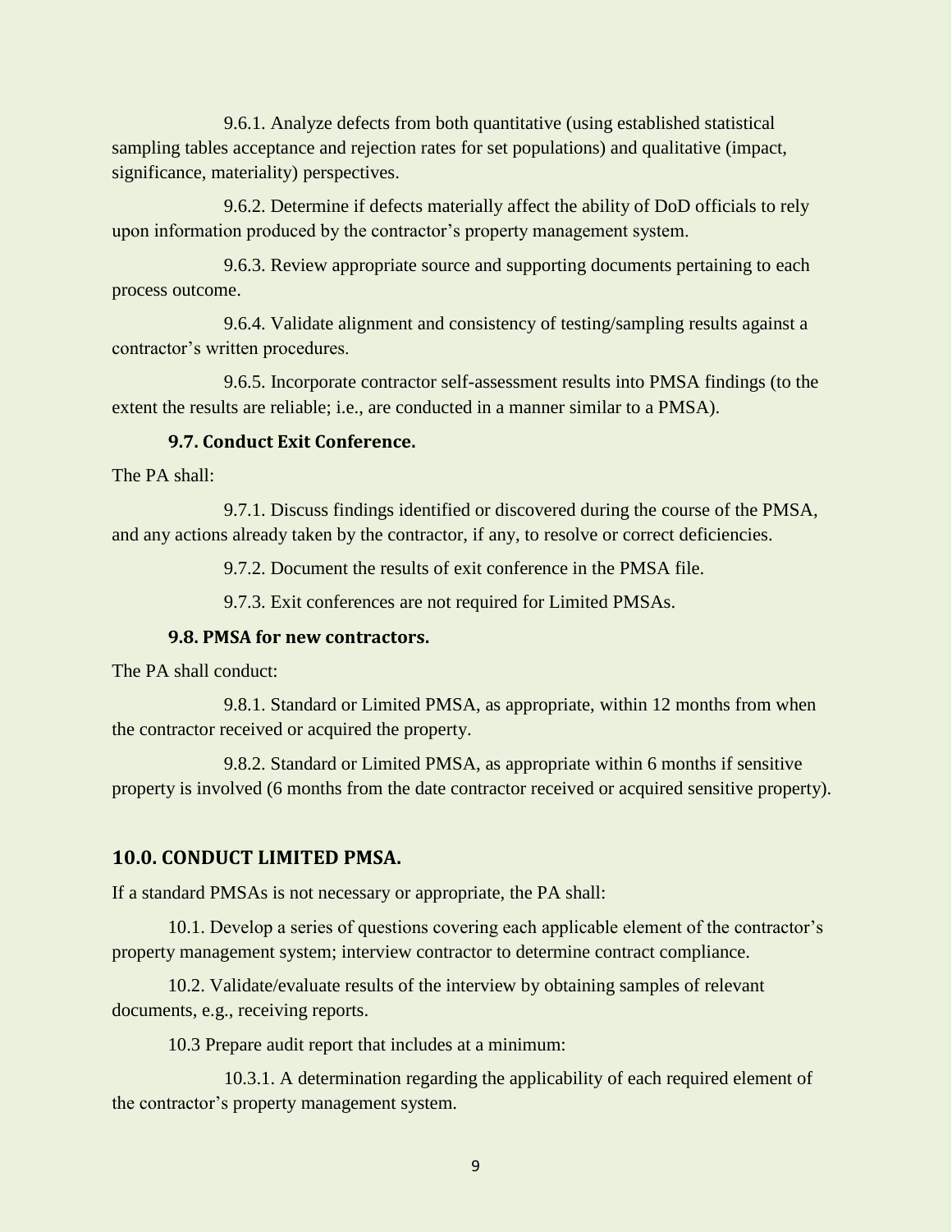9.6.1. Analyze defects from both quantitative (using established statistical sampling tables acceptance and rejection rates for set populations) and qualitative (impact, significance, materiality) perspectives.

9.6.2. Determine if defects materially affect the ability of DoD officials to rely upon information produced by the contractor's property management system.

9.6.3. Review appropriate source and supporting documents pertaining to each process outcome.

9.6.4. Validate alignment and consistency of testing/sampling results against a contractor's written procedures.

9.6.5. Incorporate contractor self-assessment results into PMSA findings (to the extent the results are reliable; i.e., are conducted in a manner similar to a PMSA).

### 9.7. Conduct Exit Conference.

The PA shall:

9.7.1. Discuss findings identified or discovered during the course of the PMSA, and any actions already taken by the contractor, if any, to resolve or correct deficiencies.

9.7.2. Document the results of exit conference in the PMSA file.

9.7.3. Exit conferences are not required for Limited PMSAs.

### 9.8. PMSA for new contractors.

The PA shall conduct:

9.8.1. Standard or Limited PMSA, as appropriate, within 12 months from when the contractor received or acquired the property.

9.8.2. Standard or Limited PMSA, as appropriate within 6 months if sensitive property is involved (6 months from the date contractor received or acquired sensitive property).

## 10.0. CONDUCT LIMITED PMSA.

If a standard PMSAs is not necessary or appropriate, the PA shall:

10.1. Develop a series of questions covering each applicable element of the contractor's property management system; interview contractor to determine contract compliance.

10.2. Validate/evaluate results of the interview by obtaining samples of relevant documents, e.g., receiving reports.

10.3 Prepare audit report that includes at a minimum:

10.3.1. A determination regarding the applicability of each required element of the contractor's property management system.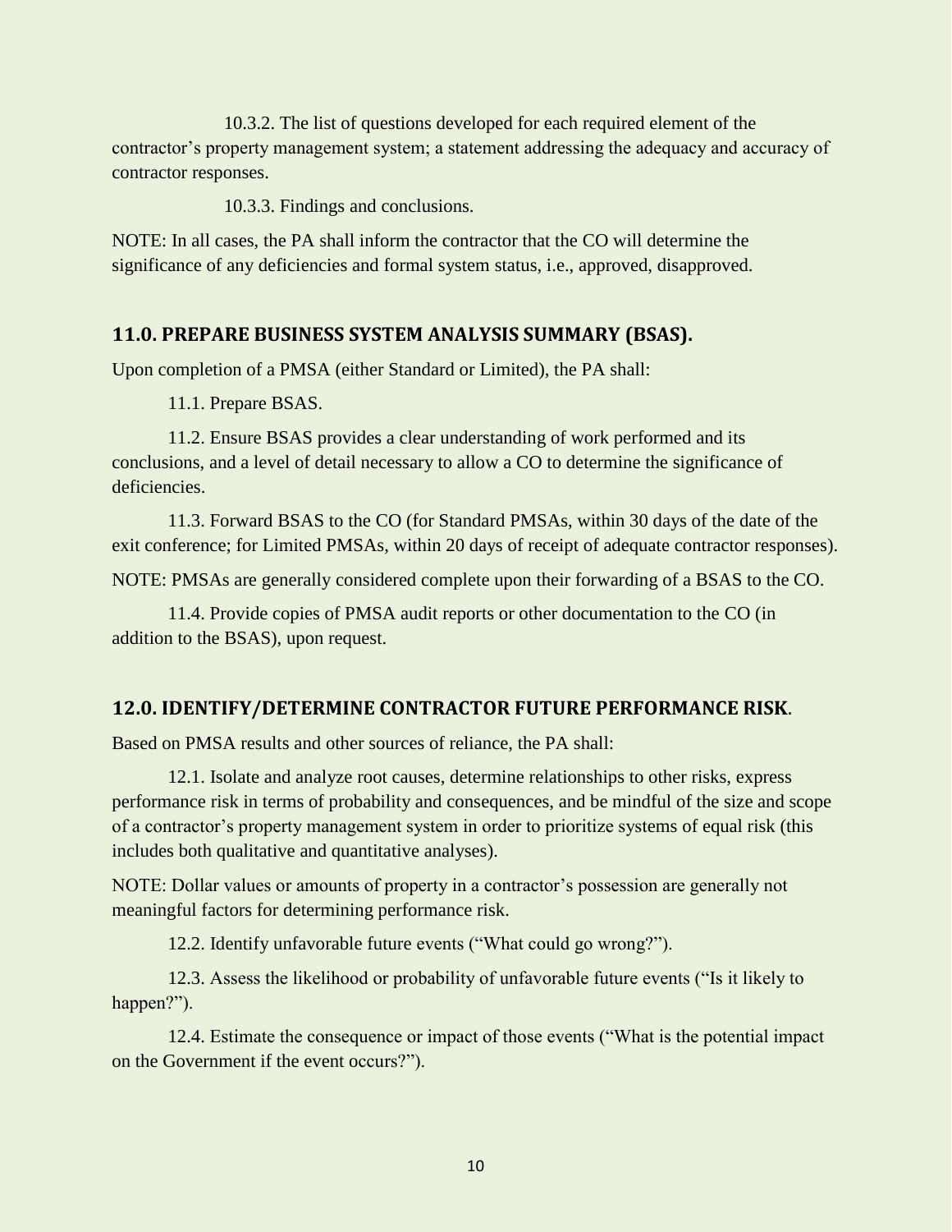10.3.2. The list of questions developed for each required element of the contractor's property management system; a statement addressing the adequacy and accuracy of contractor responses.

10.3.3. Findings and conclusions.

NOTE: In all cases, the PA shall inform the contractor that the CO will determine the significance of any deficiencies and formal system status, i.e., approved, disapproved.

## 11.0. PREPARE BUSINESS SYSTEM ANALYSIS SUMMARY (BSAS).

Upon completion of a PMSA (either Standard or Limited), the PA shall:

11.1. Prepare BSAS.

11.2. Ensure BSAS provides a clear understanding of work performed and its conclusions, and a level of detail necessary to allow a CO to determine the significance of deficiencies.

11.3. Forward BSAS to the CO (for Standard PMSAs, within 30 days of the date of the exit conference; for Limited PMSAs, within 20 days of receipt of adequate contractor responses).

NOTE: PMSAs are generally considered complete upon their forwarding of a BSAS to the CO.

11.4. Provide copies of PMSA audit reports or other documentation to the CO (in addition to the BSAS), upon request.

## 12.0. IDENTIFY/DETERMINE CONTRACTOR FUTURE PERFORMANCE RISK.

Based on PMSA results and other sources of reliance, the PA shall:

12.1. Isolate and analyze root causes, determine relationships to other risks, express performance risk in terms of probability and consequences, and be mindful of the size and scope of a contractor's property management system in order to prioritize systems of equal risk (this includes both qualitative and quantitative analyses).

NOTE: Dollar values or amounts of property in a contractor's possession are generally not meaningful factors for determining performance risk.

12.2. Identify unfavorable future events ("What could go wrong?").

12.3. Assess the likelihood or probability of unfavorable future events ("Is it likely to happen?").

12.4. Estimate the consequence or impact of those events ("What is the potential impact on the Government if the event occurs?").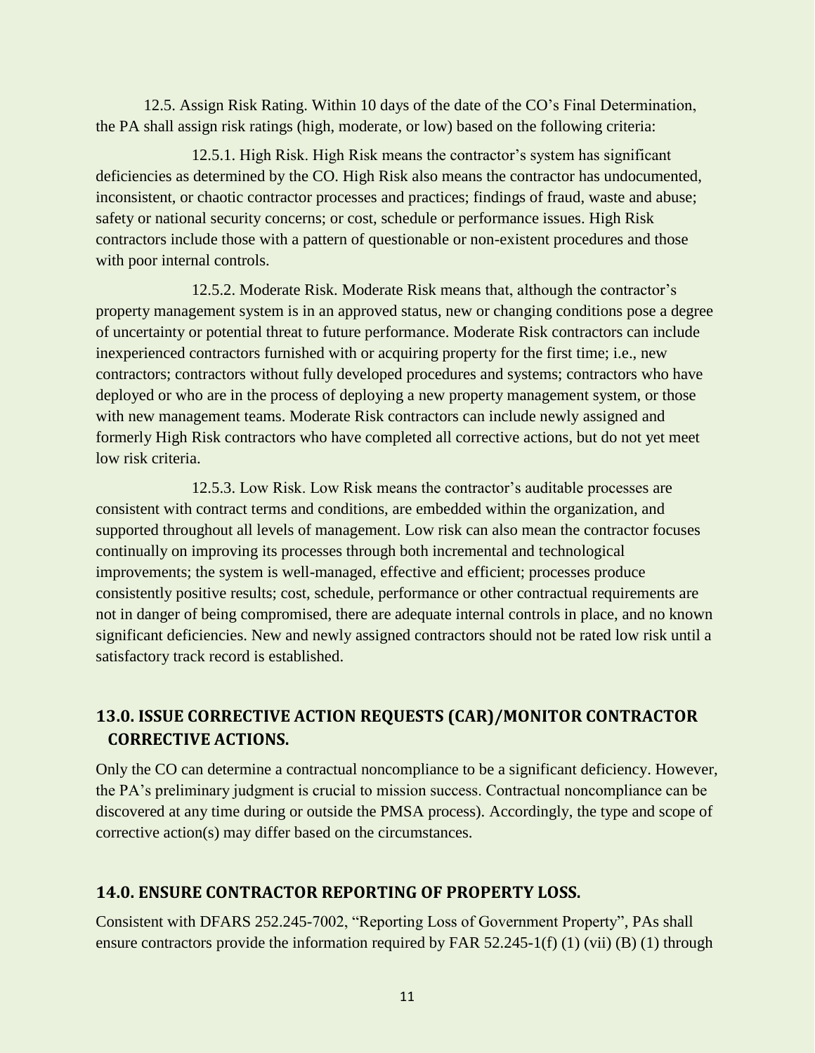12.5. Assign Risk Rating. Within 10 days of the date of the CO's Final Determination, the PA shall assign risk ratings (high, moderate, or low) based on the following criteria:

12.5.1. High Risk. High Risk means the contractor's system has significant deficiencies as determined by the CO. High Risk also means the contractor has undocumented, inconsistent, or chaotic contractor processes and practices; findings of fraud, waste and abuse; safety or national security concerns; or cost, schedule or performance issues. High Risk contractors include those with a pattern of questionable or non-existent procedures and those with poor internal controls.

12.5.2. Moderate Risk. Moderate Risk means that, although the contractor's property management system is in an approved status, new or changing conditions pose a degree of uncertainty or potential threat to future performance. Moderate Risk contractors can include inexperienced contractors furnished with or acquiring property for the first time; i.e., new contractors; contractors without fully developed procedures and systems; contractors who have deployed or who are in the process of deploying a new property management system, or those with new management teams. Moderate Risk contractors can include newly assigned and formerly High Risk contractors who have completed all corrective actions, but do not yet meet low risk criteria.

12.5.3. Low Risk. Low Risk means the contractor's auditable processes are consistent with contract terms and conditions, are embedded within the organization, and supported throughout all levels of management. Low risk can also mean the contractor focuses continually on improving its processes through both incremental and technological improvements; the system is well-managed, effective and efficient; processes produce consistently positive results; cost, schedule, performance or other contractual requirements are not in danger of being compromised, there are adequate internal controls in place, and no known significant deficiencies. New and newly assigned contractors should not be rated low risk until a satisfactory track record is established.

## 13.0. ISSUE CORRECTIVE ACTION REQUESTS (CAR)/MONITOR CONTRACTOR CORRECTIVE ACTIONS.

Only the CO can determine a contractual noncompliance to be a significant deficiency. However, the PA's preliminary judgment is crucial to mission success. Contractual noncompliance can be discovered at any time during or outside the PMSA process). Accordingly, the type and scope of corrective action(s) may differ based on the circumstances.

## 14.0. ENSURE CONTRACTOR REPORTING OF PROPERTY LOSS.

Consistent with DFARS 252.245-7002, "Reporting Loss of Government Property", PAs shall ensure contractors provide the information required by FAR 52.245-1(f) (1) (vii) (B) (1) through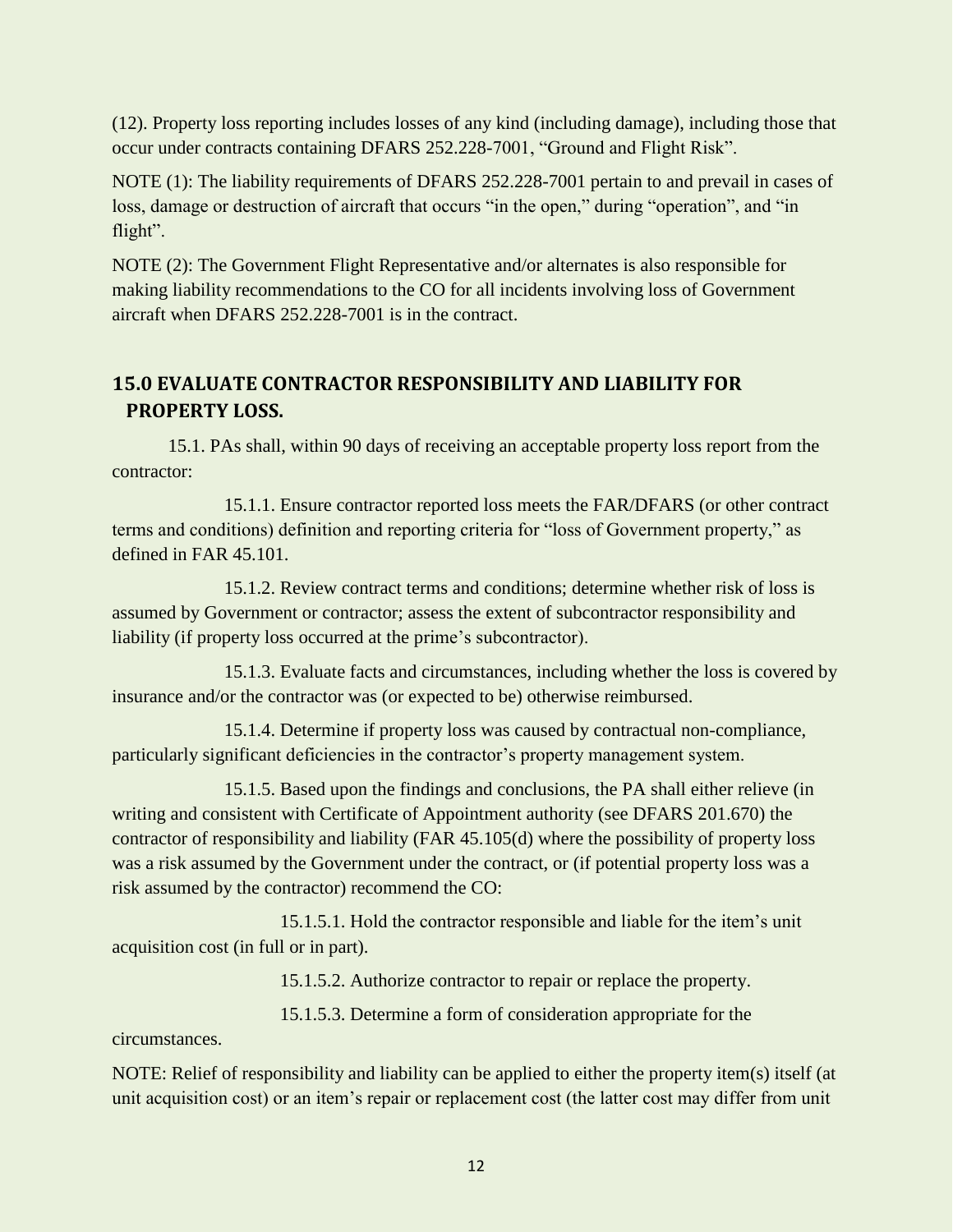(12). Property loss reporting includes losses of any kind (including damage), including those that occur under contracts containing DFARS 252.228-7001, "Ground and Flight Risk".

NOTE (1): The liability requirements of DFARS 252.228-7001 pertain to and prevail in cases of loss, damage or destruction of aircraft that occurs "in the open," during "operation", and "in flight".

NOTE (2): The Government Flight Representative and/or alternates is also responsible for making liability recommendations to the CO for all incidents involving loss of Government aircraft when DFARS 252.228-7001 is in the contract.

## 15.0 EVALUATE CONTRACTOR RESPONSIBILITY AND LIABILITY FOR PROPERTY LOSS.

15.1. PAs shall, within 90 days of receiving an acceptable property loss report from the contractor:

15.1.1. Ensure contractor reported loss meets the FAR/DFARS (or other contract terms and conditions) definition and reporting criteria for "loss of Government property," as defined in FAR 45.101.

15.1.2. Review contract terms and conditions; determine whether risk of loss is assumed by Government or contractor; assess the extent of subcontractor responsibility and liability (if property loss occurred at the prime's subcontractor).

15.1.3. Evaluate facts and circumstances, including whether the loss is covered by insurance and/or the contractor was (or expected to be) otherwise reimbursed.

15.1.4. Determine if property loss was caused by contractual non-compliance, particularly significant deficiencies in the contractor's property management system.

15.1.5. Based upon the findings and conclusions, the PA shall either relieve (in writing and consistent with Certificate of Appointment authority (see DFARS 201.670) the contractor of responsibility and liability (FAR 45.105(d) where the possibility of property loss was a risk assumed by the Government under the contract, or (if potential property loss was a risk assumed by the contractor) recommend the CO:

15.1.5.1. Hold the contractor responsible and liable for the item's unit acquisition cost (in full or in part).

15.1.5.2. Authorize contractor to repair or replace the property.

15.1.5.3. Determine a form of consideration appropriate for the circumstances.

NOTE: Relief of responsibility and liability can be applied to either the property item(s) itself (at unit acquisition cost) or an item's repair or replacement cost (the latter cost may differ from unit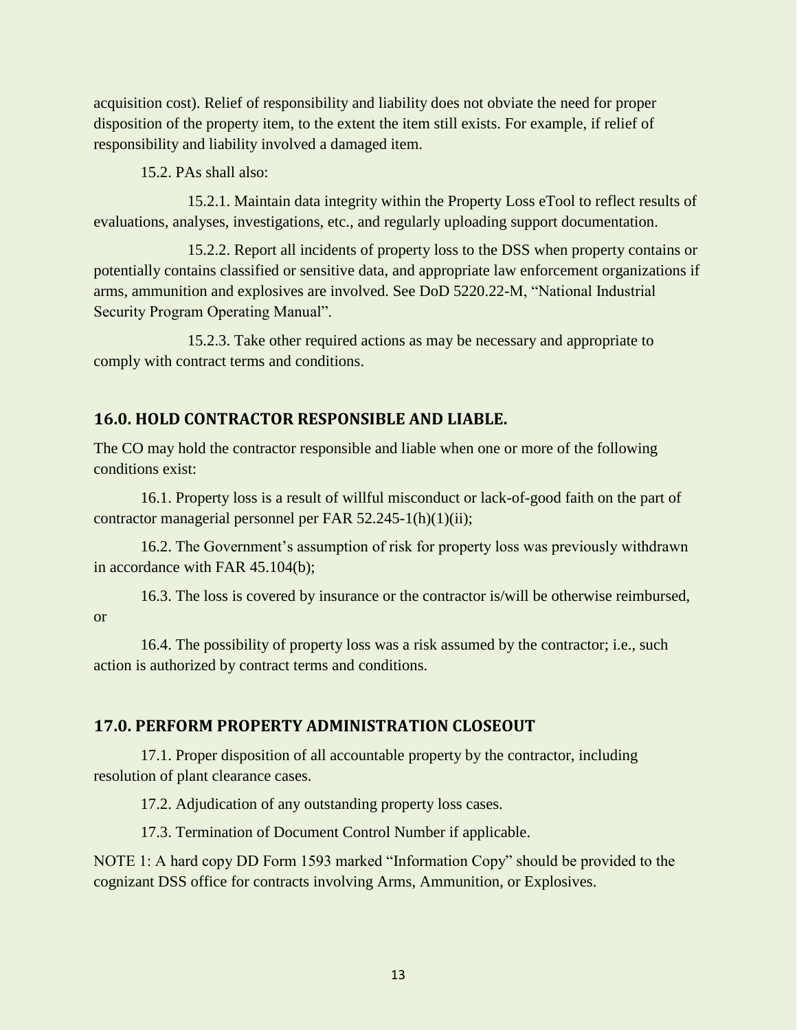acquisition cost). Relief of responsibility and liability does not obviate the need for proper disposition of the property item, to the extent the item still exists. For example, if relief of responsibility and liability involved a damaged item.

15.2. PAs shall also:

15.2.1. Maintain data integrity within the Property Loss eTool to reflect results of evaluations, analyses, investigations, etc., and regularly uploading support documentation.

15.2.2. Report all incidents of property loss to the DSS when property contains or potentially contains classified or sensitive data, and appropriate law enforcement organizations if arms, ammunition and explosives are involved. See DoD 5220.22-M, "National Industrial Security Program Operating Manual".

15.2.3. Take other required actions as may be necessary and appropriate to comply with contract terms and conditions.

## 16.0. HOLD CONTRACTOR RESPONSIBLE AND LIABLE.

The CO may hold the contractor responsible and liable when one or more of the following conditions exist:

16.1. Property loss is a result of willful misconduct or lack-of-good faith on the part of contractor managerial personnel per FAR 52.245-1(h)(1)(ii);

16.2. The Government's assumption of risk for property loss was previously withdrawn in accordance with FAR 45.104(b);

16.3. The loss is covered by insurance or the contractor is/will be otherwise reimbursed, or

16.4. The possibility of property loss was a risk assumed by the contractor; i.e., such action is authorized by contract terms and conditions.

## 17.0. PERFORM PROPERTY ADMINISTRATION CLOSEOUT

17.1. Proper disposition of all accountable property by the contractor, including resolution of plant clearance cases.

17.2. Adjudication of any outstanding property loss cases.

17.3. Termination of Document Control Number if applicable.

NOTE 1: A hard copy DD Form 1593 marked "Information Copy" should be provided to the cognizant DSS office for contracts involving Arms, Ammunition, or Explosives.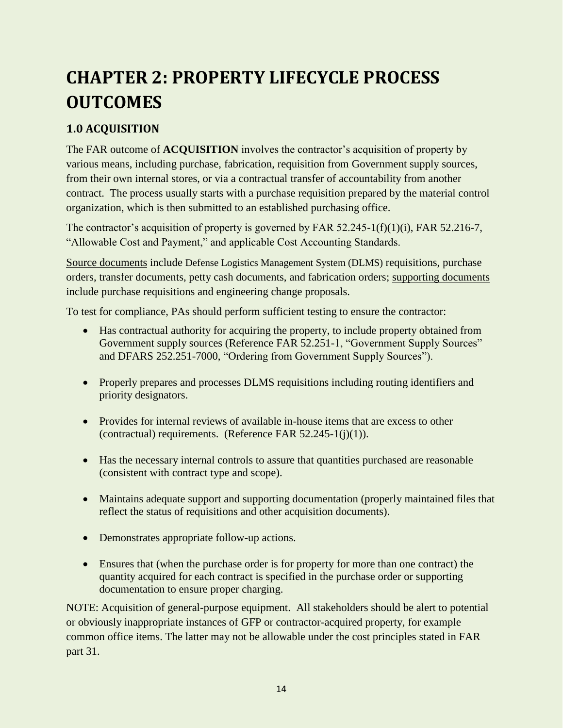# CHAPTER 2: PROPERTY LIFECYCLE PROCESS OUTCOMES

## 1.0 ACQUISITION

The FAR outcome of **ACQUISITION** involves the contractor's acquisition of property by various means, including purchase, fabrication, requisition from Government supply sources, from their own internal stores, or via a contractual transfer of accountability from another contract. The process usually starts with a purchase requisition prepared by the material control organization, which is then submitted to an established purchasing office.

The contractor's acquisition of property is governed by FAR 52.245-1(f)(1)(i), FAR 52.216-7, "Allowable Cost and Payment," and applicable Cost Accounting Standards.

Source documents include Defense Logistics Management System (DLMS) requisitions, purchase orders, transfer documents, petty cash documents, and fabrication orders; supporting documents include purchase requisitions and engineering change proposals.

To test for compliance, PAs should perform sufficient testing to ensure the contractor:

- Has contractual authority for acquiring the property, to include property obtained from Government supply sources (Reference FAR 52.251-1, "Government Supply Sources" and DFARS 252.251-7000, "Ordering from Government Supply Sources").
- Properly prepares and processes DLMS requisitions including routing identifiers and priority designators.
- Provides for internal reviews of available in-house items that are excess to other (contractual) requirements. (Reference FAR 52.245-1(j)(1)).
- Has the necessary internal controls to assure that quantities purchased are reasonable (consistent with contract type and scope).
- Maintains adequate support and supporting documentation (properly maintained files that reflect the status of requisitions and other acquisition documents).
- Demonstrates appropriate follow-up actions.
- Ensures that (when the purchase order is for property for more than one contract) the quantity acquired for each contract is specified in the purchase order or supporting documentation to ensure proper charging.

NOTE: Acquisition of general-purpose equipment. All stakeholders should be alert to potential or obviously inappropriate instances of GFP or contractor-acquired property, for example common office items. The latter may not be allowable under the cost principles stated in FAR part 31.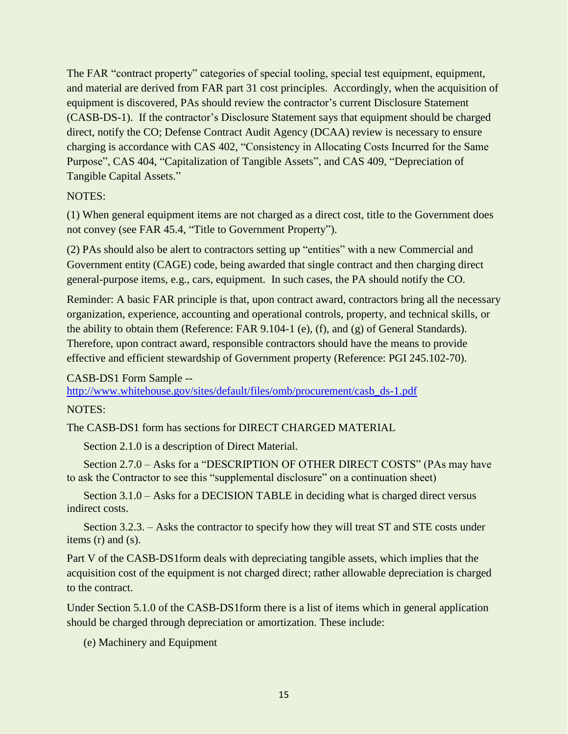The FAR "contract property" categories of special tooling, special test equipment, equipment, and material are derived from FAR part 31 cost principles. Accordingly, when the acquisition of equipment is discovered, PAs should review the contractor's current Disclosure Statement (CASB-DS-1). If the contractor's Disclosure Statement says that equipment should be charged direct, notify the CO; Defense Contract Audit Agency (DCAA) review is necessary to ensure charging is accordance with CAS 402, "Consistency in Allocating Costs Incurred for the Same Purpose", CAS 404, "Capitalization of Tangible Assets", and CAS 409, "Depreciation of Tangible Capital Assets."

NOTES:

(1) When general equipment items are not charged as a direct cost, title to the Government does not convey (see FAR 45.4, "Title to Government Property").

(2) PAs should also be alert to contractors setting up "entities" with a new Commercial and Government entity (CAGE) code, being awarded that single contract and then charging direct general-purpose items, e.g., cars, equipment. In such cases, the PA should notify the CO.

Reminder: A basic FAR principle is that, upon contract award, contractors bring all the necessary organization, experience, accounting and operational controls, property, and technical skills, or the ability to obtain them (Reference: FAR 9.104-1 (e), (f), and (g) of General Standards). Therefore, upon contract award, responsible contractors should have the means to provide effective and efficient stewardship of Government property (Reference: PGI 245.102-70).

CASB-DS1 Form Sample -- [http://www.whitehouse.gov/sites/default/files/omb/procurement/casb_ds-1.pdf](http://www.whitehouse.gov/sites/default/files/omb/procurement/casb_ds-1.pdf)

NOTES:

The CASB-DS1 form has sections for DIRECT CHARGED MATERIAL

Section 2.1.0 is a description of Direct Material.

Section 2.7.0 – Asks for a "DESCRIPTION OF OTHER DIRECT COSTS" (PAs may have to ask the Contractor to see this "supplemental disclosure" on a continuation sheet)

Section 3.1.0 – Asks for a DECISION TABLE in deciding what is charged direct versus indirect costs.

Section 3.2.3. – Asks the contractor to specify how they will treat ST and STE costs under items (r) and (s).

Part V of the CASB-DS1form deals with depreciating tangible assets, which implies that the acquisition cost of the equipment is not charged direct; rather allowable depreciation is charged to the contract.

Under Section 5.1.0 of the CASB-DS1form there is a list of items which in general application should be charged through depreciation or amortization. These include:

(e) Machinery and Equipment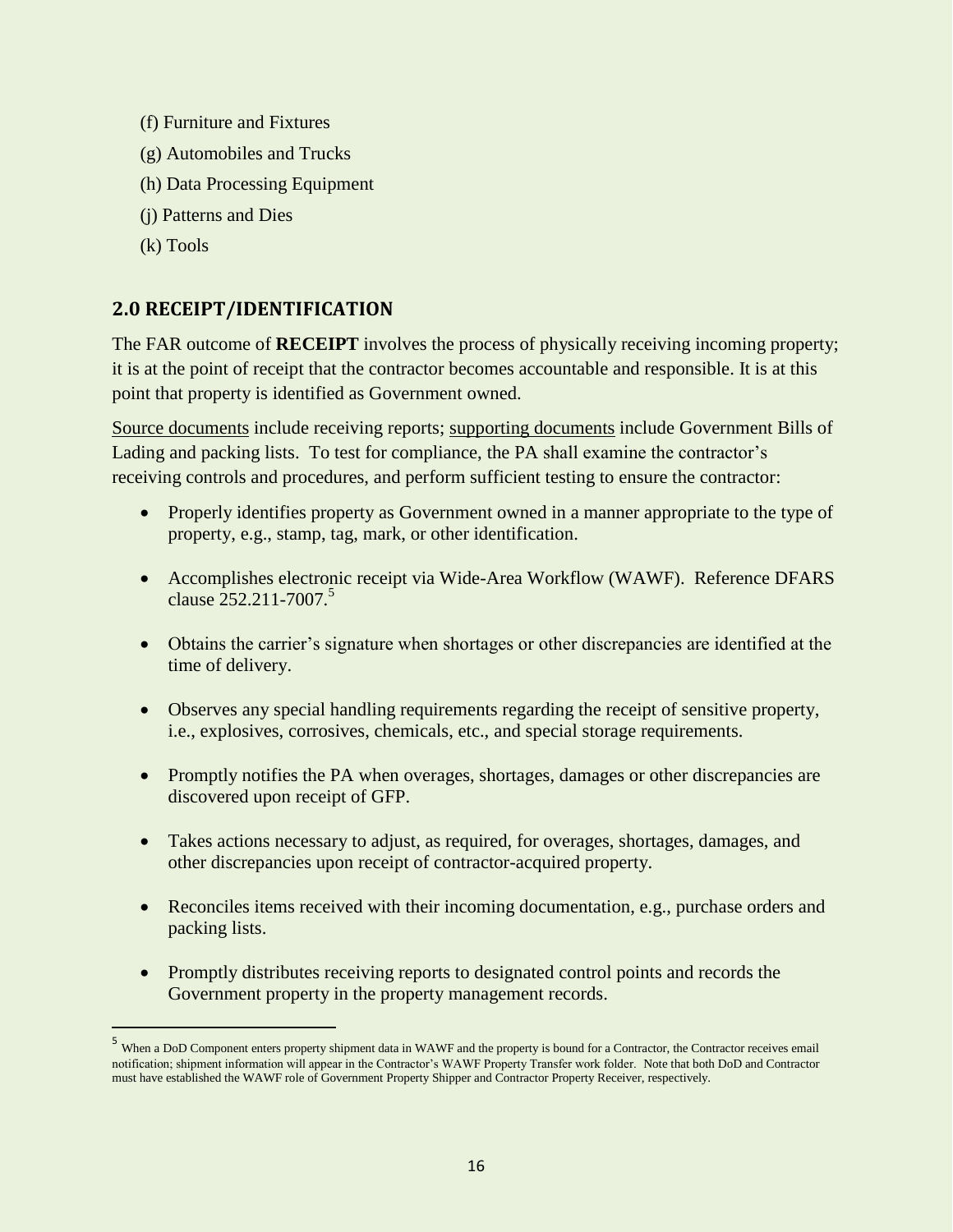(f) Furniture and Fixtures

(g) Automobiles and Trucks

(h) Data Processing Equipment

(j) Patterns and Dies

(k) Tools

## 2.0 RECEIPT/IDENTIFICATION

The FAR outcome of **RECEIPT** involves the process of physically receiving incoming property; it is at the point of receipt that the contractor becomes accountable and responsible. It is at this point that property is identified as Government owned.

Source documents include receiving reports; supporting documents include Government Bills of Lading and packing lists. To test for compliance, the PA shall examine the contractor's receiving controls and procedures, and perform sufficient testing to ensure the contractor:

- Properly identifies property as Government owned in a manner appropriate to the type of property, e.g., stamp, tag, mark, or other identification.
- Accomplishes electronic receipt via Wide-Area Workflow (WAWF). Reference DFARS clause 252.211-7007.[5]
- Obtains the carrier's signature when shortages or other discrepancies are identified at the time of delivery.
- Observes any special handling requirements regarding the receipt of sensitive property, i.e., explosives, corrosives, chemicals, etc., and special storage requirements.
- Promptly notifies the PA when overages, shortages, damages or other discrepancies are discovered upon receipt of GFP.
- Takes actions necessary to adjust, as required, for overages, shortages, damages, and other discrepancies upon receipt of contractor-acquired property.
- Reconciles items received with their incoming documentation, e.g., purchase orders and packing lists.
- Promptly distributes receiving reports to designated control points and records the Government property in the property management records.

[5] When a DoD Component enters property shipment data in WAWF and the property is bound for a Contractor, the Contractor receives email notification; shipment information will appear in the Contractor's WAWF Property Transfer work folder. Note that both DoD and Contractor must have established the WAWF role of Government Property Shipper and Contractor Property Receiver, respectively.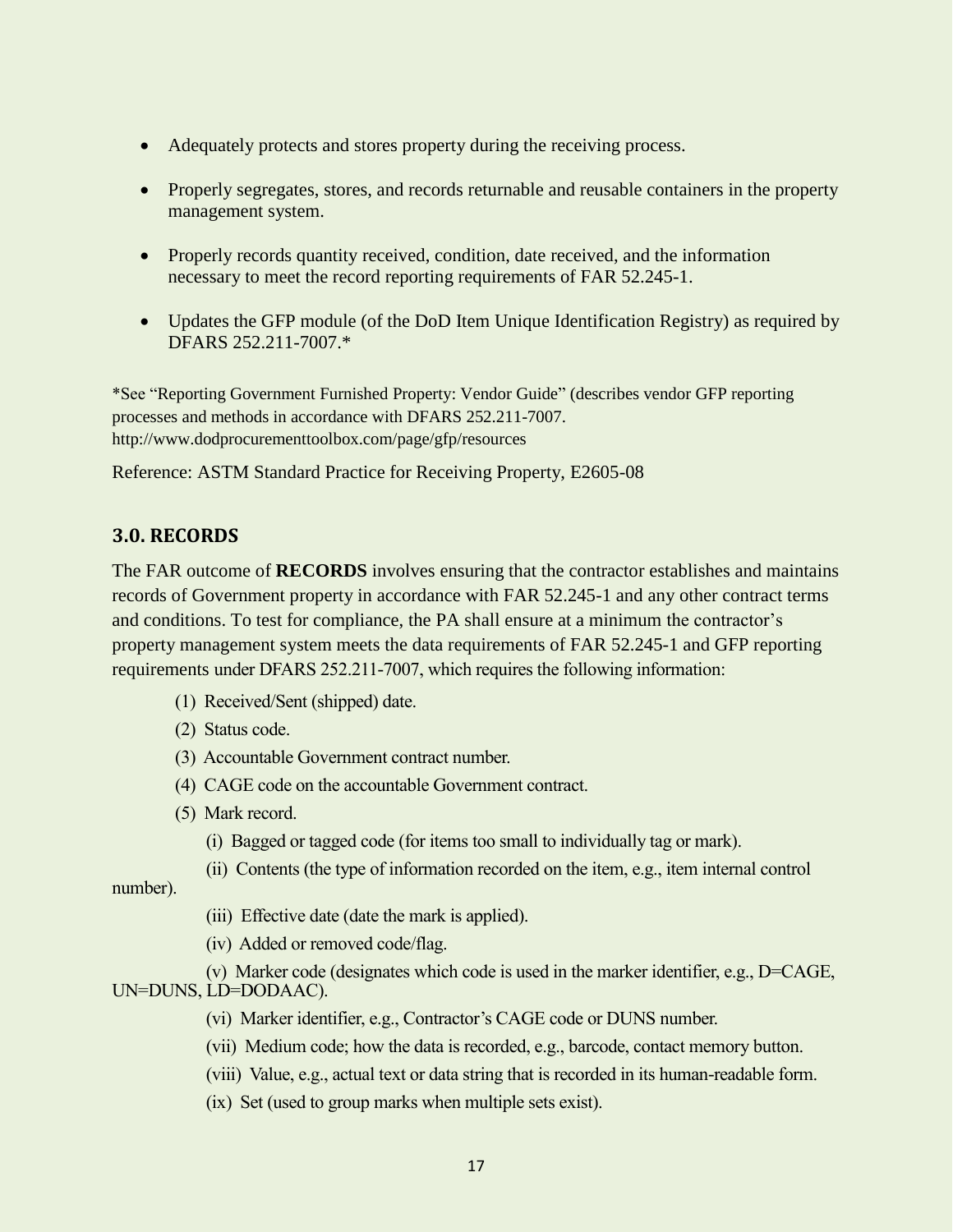- Adequately protects and stores property during the receiving process.
- Properly segregates, stores, and records returnable and reusable containers in the property management system.
- Properly records quantity received, condition, date received, and the information necessary to meet the record reporting requirements of FAR 52.245-1.
- Updates the GFP module (of the DoD Item Unique Identification Registry) as required by DFARS 252.211-7007.*

*See "Reporting Government Furnished Property: Vendor Guide" (describes vendor GFP reporting processes and methods in accordance with DFARS 252.211-7007. http://www.dodprocurementtoolbox.com/page/gfp/resources

Reference: ASTM Standard Practice for Receiving Property, E2605-08

## 3.0. RECORDS

The FAR outcome of **RECORDS** involves ensuring that the contractor establishes and maintains records of Government property in accordance with FAR 52.245-1 and any other contract terms and conditions. To test for compliance, the PA shall ensure at a minimum the contractor's property management system meets the data requirements of FAR 52.245-1 and GFP reporting requirements under DFARS 252.211-7007, which requires the following information:

(1) Received/Sent (shipped) date.

(2) Status code.

(3) Accountable Government contract number.

(4) CAGE code on the accountable Government contract.

(5) Mark record.

(i) Bagged or tagged code (for items too small to individually tag or mark).

(ii) Contents (the type of information recorded on the item, e.g., item internal control number).

(iii) Effective date (date the mark is applied).

(iv) Added or removed code/flag.

(v) Marker code (designates which code is used in the marker identifier, e.g., D=CAGE, UN=DUNS, LD=DODAAC).

(vi) Marker identifier, e.g., Contractor's CAGE code or DUNS number.

(vii) Medium code; how the data is recorded, e.g., barcode, contact memory button.

(viii) Value, e.g., actual text or data string that is recorded in its human-readable form.

(ix) Set (used to group marks when multiple sets exist).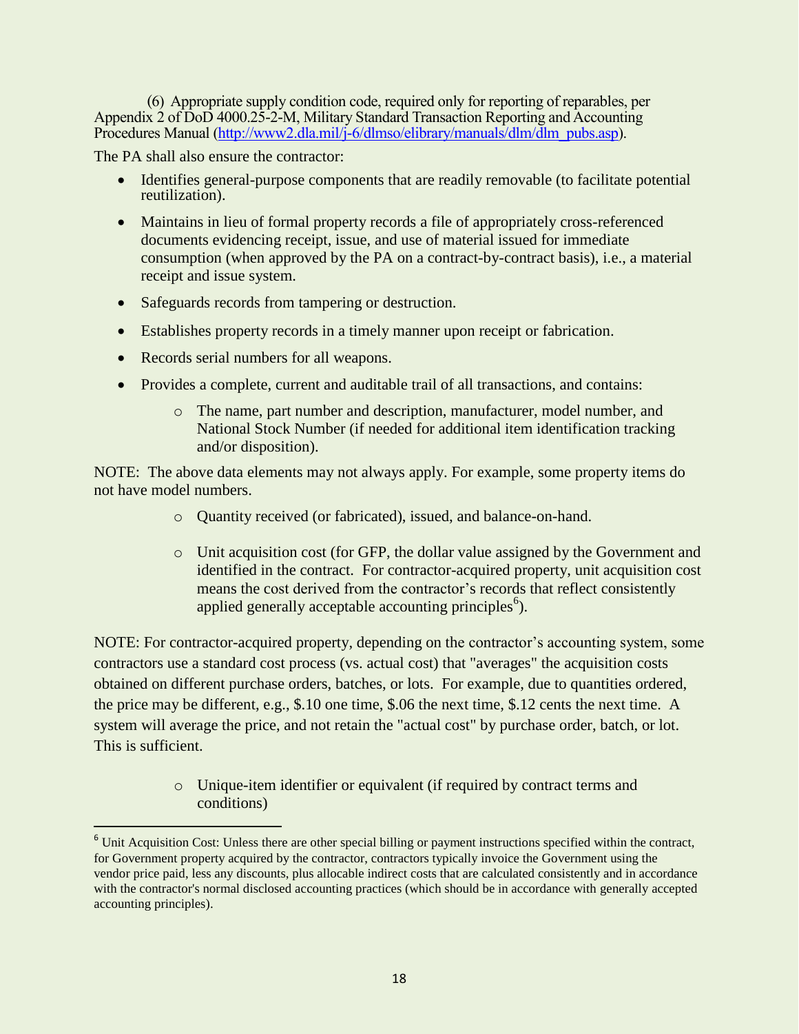(6) Appropriate supply condition code, required only for reporting of reparables, per Appendix 2 of DoD 4000.25-2-M, Military Standard Transaction Reporting and Accounting Procedures Manual (http://www2.dla.mil/j-6/dlmso/elibrary/manuals/dlm/dlm_pubs.asp).

The PA shall also ensure the contractor:

- Identifies general-purpose components that are readily removable (to facilitate potential reutilization).
- Maintains in lieu of formal property records a file of appropriately cross-referenced documents evidencing receipt, issue, and use of material issued for immediate consumption (when approved by the PA on a contract-by-contract basis), i.e., a material receipt and issue system.
- Safeguards records from tampering or destruction.
- Establishes property records in a timely manner upon receipt or fabrication.
- Records serial numbers for all weapons.
- Provides a complete, current and auditable trail of all transactions, and contains:
    - The name, part number and description, manufacturer, model number, and National Stock Number (if needed for additional item identification tracking and/or disposition).

NOTE: The above data elements may not always apply. For example, some property items do not have model numbers.

- Quantity received (or fabricated), issued, and balance-on-hand.
- Unit acquisition cost (for GFP, the dollar value assigned by the Government and identified in the contract. For contractor-acquired property, unit acquisition cost means the cost derived from the contractor's records that reflect consistently applied generally acceptable accounting principles[6]).

NOTE: For contractor-acquired property, depending on the contractor's accounting system, some contractors use a standard cost process (vs. actual cost) that "averages" the acquisition costs obtained on different purchase orders, batches, or lots. For example, due to quantities ordered, the price may be different, e.g., $.10 one time, $.06 the next time, $.12 cents the next time. A system will average the price, and not retain the "actual cost" by purchase order, batch, or lot. This is sufficient.

- Unique-item identifier or equivalent (if required by contract terms and conditions)

---

[6] Unit Acquisition Cost: Unless there are other special billing or payment instructions specified within the contract, for Government property acquired by the contractor, contractors typically invoice the Government using the vendor price paid, less any discounts, plus allocable indirect costs that are calculated consistently and in accordance with the contractor's normal disclosed accounting practices (which should be in accordance with generally accepted accounting principles).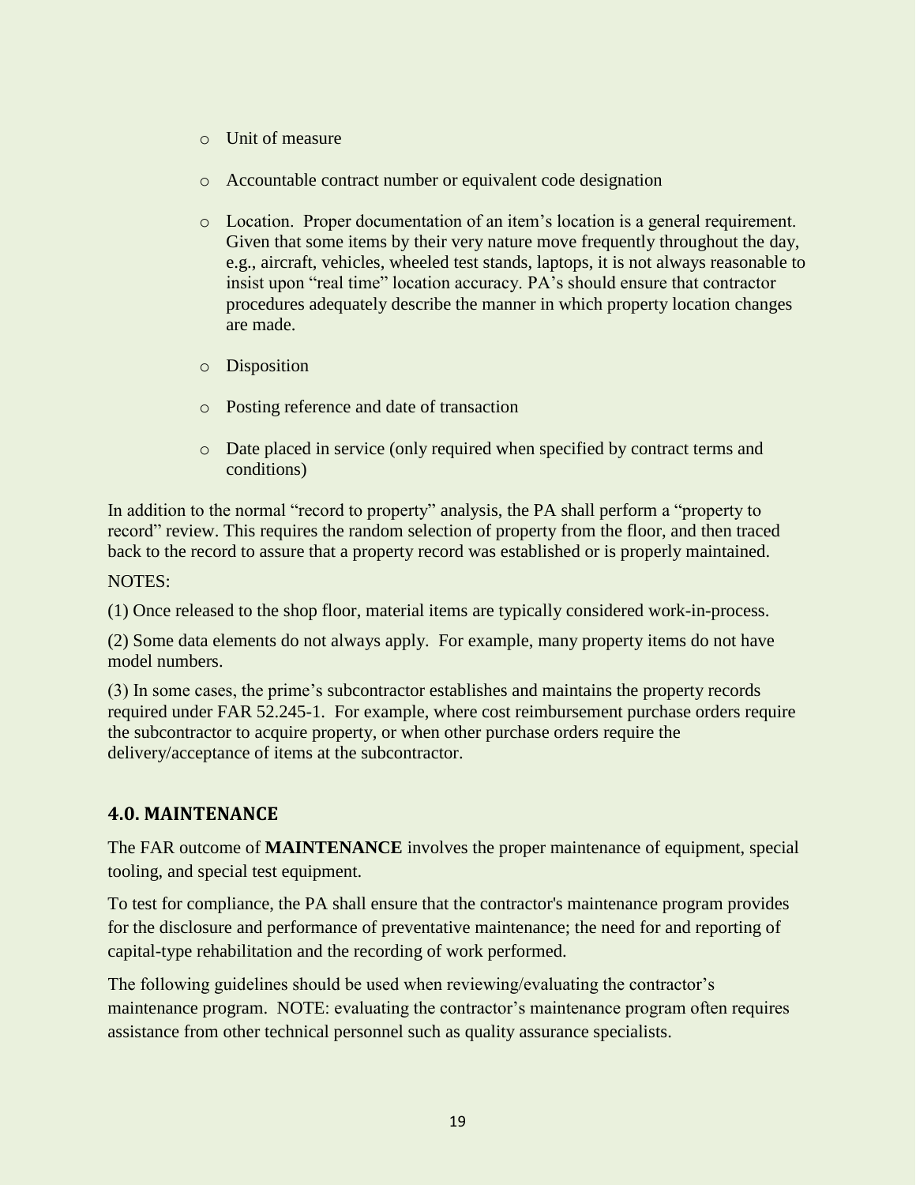- Unit of measure
- Accountable contract number or equivalent code designation
- Location. Proper documentation of an item's location is a general requirement. Given that some items by their very nature move frequently throughout the day, e.g., aircraft, vehicles, wheeled test stands, laptops, it is not always reasonable to insist upon "real time" location accuracy. PA's should ensure that contractor procedures adequately describe the manner in which property location changes are made.
- Disposition
- Posting reference and date of transaction
- Date placed in service (only required when specified by contract terms and conditions)

In addition to the normal "record to property" analysis, the PA shall perform a "property to record" review. This requires the random selection of property from the floor, and then traced back to the record to assure that a property record was established or is properly maintained.

NOTES:

(1) Once released to the shop floor, material items are typically considered work-in-process.

(2) Some data elements do not always apply. For example, many property items do not have model numbers.

(3) In some cases, the prime's subcontractor establishes and maintains the property records required under FAR 52.245-1. For example, where cost reimbursement purchase orders require the subcontractor to acquire property, or when other purchase orders require the delivery/acceptance of items at the subcontractor.

## 4.0. MAINTENANCE

The FAR outcome of **MAINTENANCE** involves the proper maintenance of equipment, special tooling, and special test equipment.

To test for compliance, the PA shall ensure that the contractor's maintenance program provides for the disclosure and performance of preventative maintenance; the need for and reporting of capital-type rehabilitation and the recording of work performed.

The following guidelines should be used when reviewing/evaluating the contractor's maintenance program. NOTE: evaluating the contractor's maintenance program often requires assistance from other technical personnel such as quality assurance specialists.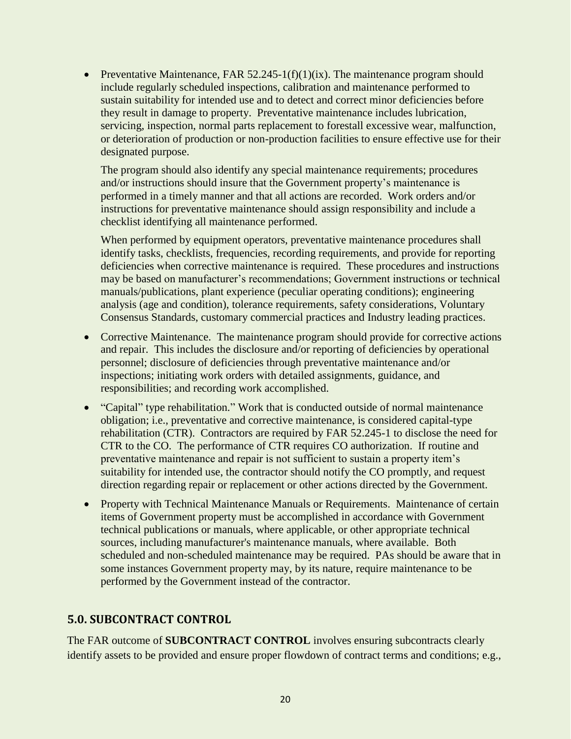- Preventative Maintenance, FAR 52.245-1(f)(1)(ix). The maintenance program should include regularly scheduled inspections, calibration and maintenance performed to sustain suitability for intended use and to detect and correct minor deficiencies before they result in damage to property. Preventative maintenance includes lubrication, servicing, inspection, normal parts replacement to forestall excessive wear, malfunction, or deterioration of production or non-production facilities to ensure effective use for their designated purpose.

  The program should also identify any special maintenance requirements; procedures and/or instructions should insure that the Government property's maintenance is performed in a timely manner and that all actions are recorded. Work orders and/or instructions for preventative maintenance should assign responsibility and include a checklist identifying all maintenance performed.

  When performed by equipment operators, preventative maintenance procedures shall identify tasks, checklists, frequencies, recording requirements, and provide for reporting deficiencies when corrective maintenance is required. These procedures and instructions may be based on manufacturer's recommendations; Government instructions or technical manuals/publications, plant experience (peculiar operating conditions); engineering analysis (age and condition), tolerance requirements, safety considerations, Voluntary Consensus Standards, customary commercial practices and Industry leading practices.

- Corrective Maintenance. The maintenance program should provide for corrective actions and repair. This includes the disclosure and/or reporting of deficiencies by operational personnel; disclosure of deficiencies through preventative maintenance and/or inspections; initiating work orders with detailed assignments, guidance, and responsibilities; and recording work accomplished.

- "Capital" type rehabilitation." Work that is conducted outside of normal maintenance obligation; i.e., preventative and corrective maintenance, is considered capital-type rehabilitation (CTR). Contractors are required by FAR 52.245-1 to disclose the need for CTR to the CO. The performance of CTR requires CO authorization. If routine and preventative maintenance and repair is not sufficient to sustain a property item's suitability for intended use, the contractor should notify the CO promptly, and request direction regarding repair or replacement or other actions directed by the Government.

- Property with Technical Maintenance Manuals or Requirements. Maintenance of certain items of Government property must be accomplished in accordance with Government technical publications or manuals, where applicable, or other appropriate technical sources, including manufacturer's maintenance manuals, where available. Both scheduled and non-scheduled maintenance may be required. PAs should be aware that in some instances Government property may, by its nature, require maintenance to be performed by the Government instead of the contractor.

## 5.0. SUBCONTRACT CONTROL

The FAR outcome of **SUBCONTRACT CONTROL** involves ensuring subcontracts clearly identify assets to be provided and ensure proper flowdown of contract terms and conditions; e.g.,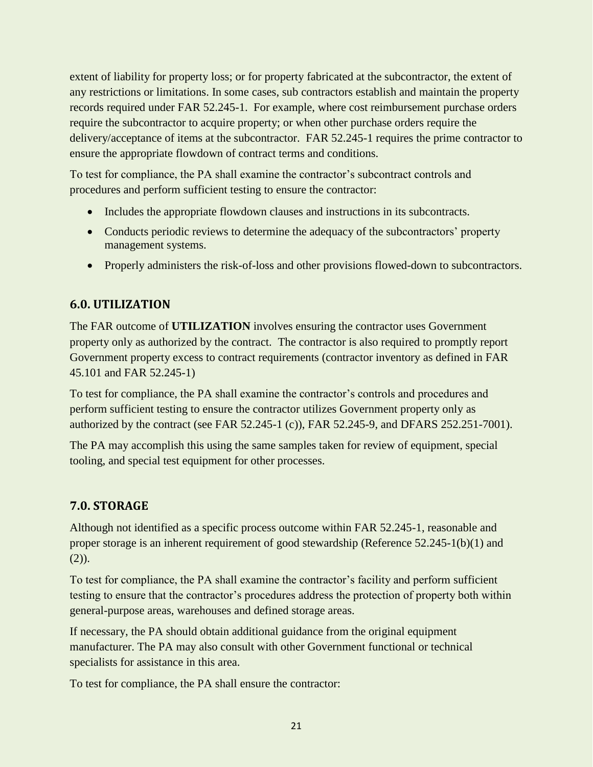extent of liability for property loss; or for property fabricated at the subcontractor, the extent of any restrictions or limitations. In some cases, sub contractors establish and maintain the property records required under FAR 52.245-1. For example, where cost reimbursement purchase orders require the subcontractor to acquire property; or when other purchase orders require the delivery/acceptance of items at the subcontractor. FAR 52.245-1 requires the prime contractor to ensure the appropriate flowdown of contract terms and conditions.

To test for compliance, the PA shall examine the contractor's subcontract controls and procedures and perform sufficient testing to ensure the contractor:

- Includes the appropriate flowdown clauses and instructions in its subcontracts.
- Conducts periodic reviews to determine the adequacy of the subcontractors' property management systems.
- Properly administers the risk-of-loss and other provisions flowed-down to subcontractors.

## 6.0. UTILIZATION

The FAR outcome of **UTILIZATION** involves ensuring the contractor uses Government property only as authorized by the contract. The contractor is also required to promptly report Government property excess to contract requirements (contractor inventory as defined in FAR 45.101 and FAR 52.245-1)

To test for compliance, the PA shall examine the contractor's controls and procedures and perform sufficient testing to ensure the contractor utilizes Government property only as authorized by the contract (see FAR 52.245-1 (c)), FAR 52.245-9, and DFARS 252.251-7001).

The PA may accomplish this using the same samples taken for review of equipment, special tooling, and special test equipment for other processes.

## 7.0. STORAGE

Although not identified as a specific process outcome within FAR 52.245-1, reasonable and proper storage is an inherent requirement of good stewardship (Reference 52.245-1(b)(1) and (2)).

To test for compliance, the PA shall examine the contractor's facility and perform sufficient testing to ensure that the contractor's procedures address the protection of property both within general-purpose areas, warehouses and defined storage areas.

If necessary, the PA should obtain additional guidance from the original equipment manufacturer. The PA may also consult with other Government functional or technical specialists for assistance in this area.

To test for compliance, the PA shall ensure the contractor: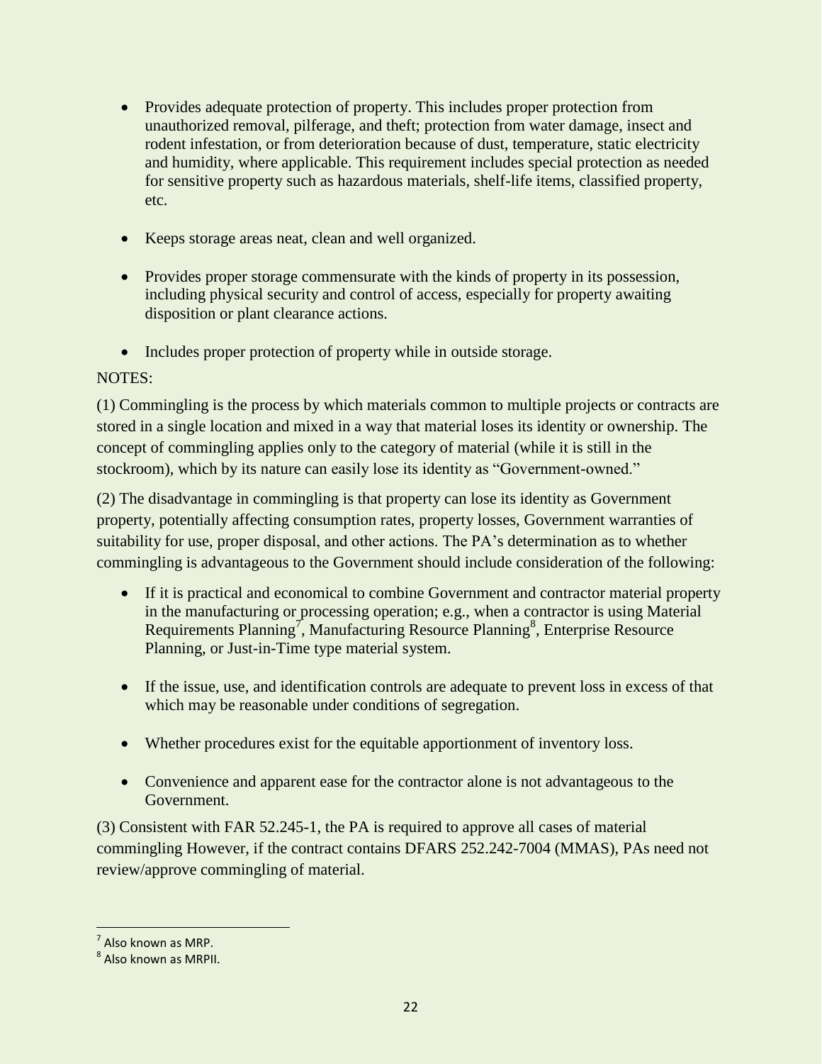- Provides adequate protection of property. This includes proper protection from unauthorized removal, pilferage, and theft; protection from water damage, insect and rodent infestation, or from deterioration because of dust, temperature, static electricity and humidity, where applicable. This requirement includes special protection as needed for sensitive property such as hazardous materials, shelf-life items, classified property, etc.

- Keeps storage areas neat, clean and well organized.

- Provides proper storage commensurate with the kinds of property in its possession, including physical security and control of access, especially for property awaiting disposition or plant clearance actions.

- Includes proper protection of property while in outside storage.

NOTES:

(1) Commingling is the process by which materials common to multiple projects or contracts are stored in a single location and mixed in a way that material loses its identity or ownership. The concept of commingling applies only to the category of material (while it is still in the stockroom), which by its nature can easily lose its identity as "Government-owned."

(2) The disadvantage in commingling is that property can lose its identity as Government property, potentially affecting consumption rates, property losses, Government warranties of suitability for use, proper disposal, and other actions. The PA's determination as to whether commingling is advantageous to the Government should include consideration of the following:

- If it is practical and economical to combine Government and contractor material property in the manufacturing or processing operation; e.g., when a contractor is using Material Requirements Planning[7], Manufacturing Resource Planning[8], Enterprise Resource Planning, or Just-in-Time type material system.

- If the issue, use, and identification controls are adequate to prevent loss in excess of that which may be reasonable under conditions of segregation.

- Whether procedures exist for the equitable apportionment of inventory loss.

- Convenience and apparent ease for the contractor alone is not advantageous to the Government.

(3) Consistent with FAR 52.245-1, the PA is required to approve all cases of material commingling However, if the contract contains DFARS 252.242-7004 (MMAS), PAs need not review/approve commingling of material.

---

[7] Also known as MRP.

[8] Also known as MRPII.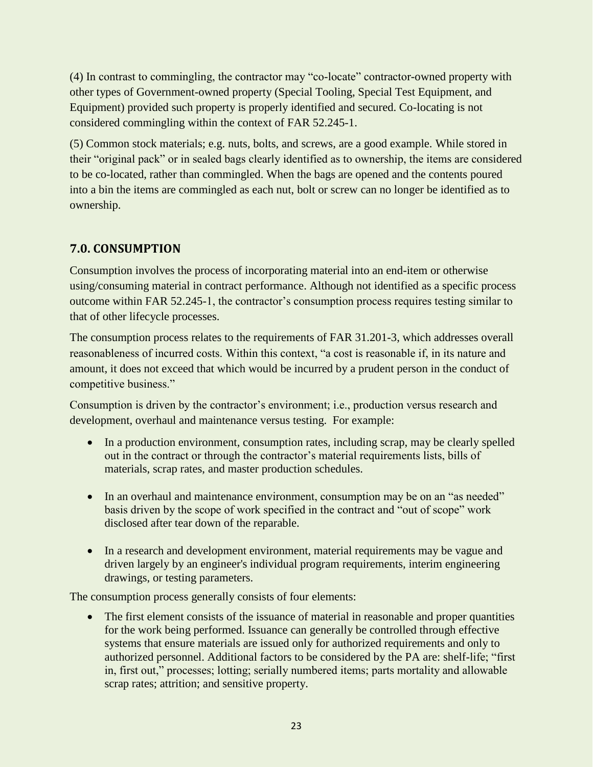(4) In contrast to commingling, the contractor may "co-locate" contractor-owned property with other types of Government-owned property (Special Tooling, Special Test Equipment, and Equipment) provided such property is properly identified and secured. Co-locating is not considered commingling within the context of FAR 52.245-1.

(5) Common stock materials; e.g. nuts, bolts, and screws, are a good example. While stored in their "original pack" or in sealed bags clearly identified as to ownership, the items are considered to be co-located, rather than commingled. When the bags are opened and the contents poured into a bin the items are commingled as each nut, bolt or screw can no longer be identified as to ownership.

## 7.0. CONSUMPTION

Consumption involves the process of incorporating material into an end-item or otherwise using/consuming material in contract performance. Although not identified as a specific process outcome within FAR 52.245-1, the contractor's consumption process requires testing similar to that of other lifecycle processes.

The consumption process relates to the requirements of FAR 31.201-3, which addresses overall reasonableness of incurred costs. Within this context, "a cost is reasonable if, in its nature and amount, it does not exceed that which would be incurred by a prudent person in the conduct of competitive business."

Consumption is driven by the contractor's environment; i.e., production versus research and development, overhaul and maintenance versus testing. For example:

- In a production environment, consumption rates, including scrap, may be clearly spelled out in the contract or through the contractor's material requirements lists, bills of materials, scrap rates, and master production schedules.
- In an overhaul and maintenance environment, consumption may be on an "as needed" basis driven by the scope of work specified in the contract and "out of scope" work disclosed after tear down of the reparable.
- In a research and development environment, material requirements may be vague and driven largely by an engineer's individual program requirements, interim engineering drawings, or testing parameters.

The consumption process generally consists of four elements:

- The first element consists of the issuance of material in reasonable and proper quantities for the work being performed. Issuance can generally be controlled through effective systems that ensure materials are issued only for authorized requirements and only to authorized personnel. Additional factors to be considered by the PA are: shelf-life; "first in, first out," processes; lotting; serially numbered items; parts mortality and allowable scrap rates; attrition; and sensitive property.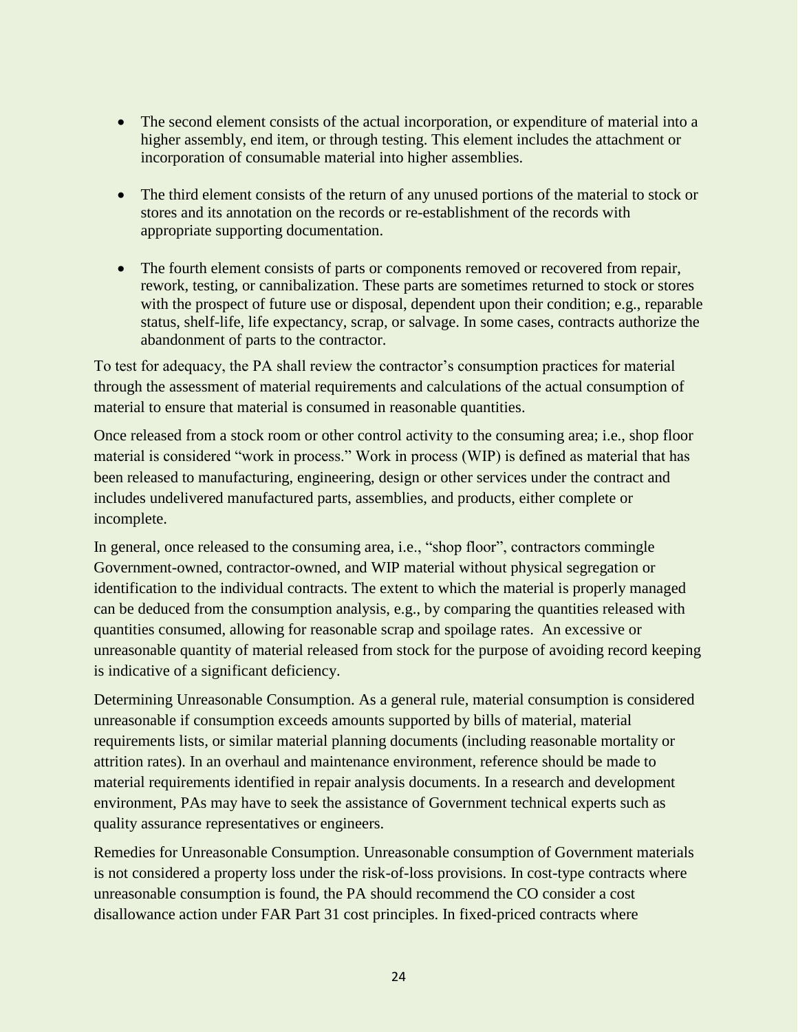- The second element consists of the actual incorporation, or expenditure of material into a higher assembly, end item, or through testing. This element includes the attachment or incorporation of consumable material into higher assemblies.

- The third element consists of the return of any unused portions of the material to stock or stores and its annotation on the records or re-establishment of the records with appropriate supporting documentation.

- The fourth element consists of parts or components removed or recovered from repair, rework, testing, or cannibalization. These parts are sometimes returned to stock or stores with the prospect of future use or disposal, dependent upon their condition; e.g., reparable status, shelf-life, life expectancy, scrap, or salvage. In some cases, contracts authorize the abandonment of parts to the contractor.

To test for adequacy, the PA shall review the contractor's consumption practices for material through the assessment of material requirements and calculations of the actual consumption of material to ensure that material is consumed in reasonable quantities.

Once released from a stock room or other control activity to the consuming area; i.e., shop floor material is considered "work in process." Work in process (WIP) is defined as material that has been released to manufacturing, engineering, design or other services under the contract and includes undelivered manufactured parts, assemblies, and products, either complete or incomplete.

In general, once released to the consuming area, i.e., "shop floor", contractors commingle Government-owned, contractor-owned, and WIP material without physical segregation or identification to the individual contracts. The extent to which the material is properly managed can be deduced from the consumption analysis, e.g., by comparing the quantities released with quantities consumed, allowing for reasonable scrap and spoilage rates. An excessive or unreasonable quantity of material released from stock for the purpose of avoiding record keeping is indicative of a significant deficiency.

Determining Unreasonable Consumption. As a general rule, material consumption is considered unreasonable if consumption exceeds amounts supported by bills of material, material requirements lists, or similar material planning documents (including reasonable mortality or attrition rates). In an overhaul and maintenance environment, reference should be made to material requirements identified in repair analysis documents. In a research and development environment, PAs may have to seek the assistance of Government technical experts such as quality assurance representatives or engineers.

Remedies for Unreasonable Consumption. Unreasonable consumption of Government materials is not considered a property loss under the risk-of-loss provisions. In cost-type contracts where unreasonable consumption is found, the PA should recommend the CO consider a cost disallowance action under FAR Part 31 cost principles. In fixed-priced contracts where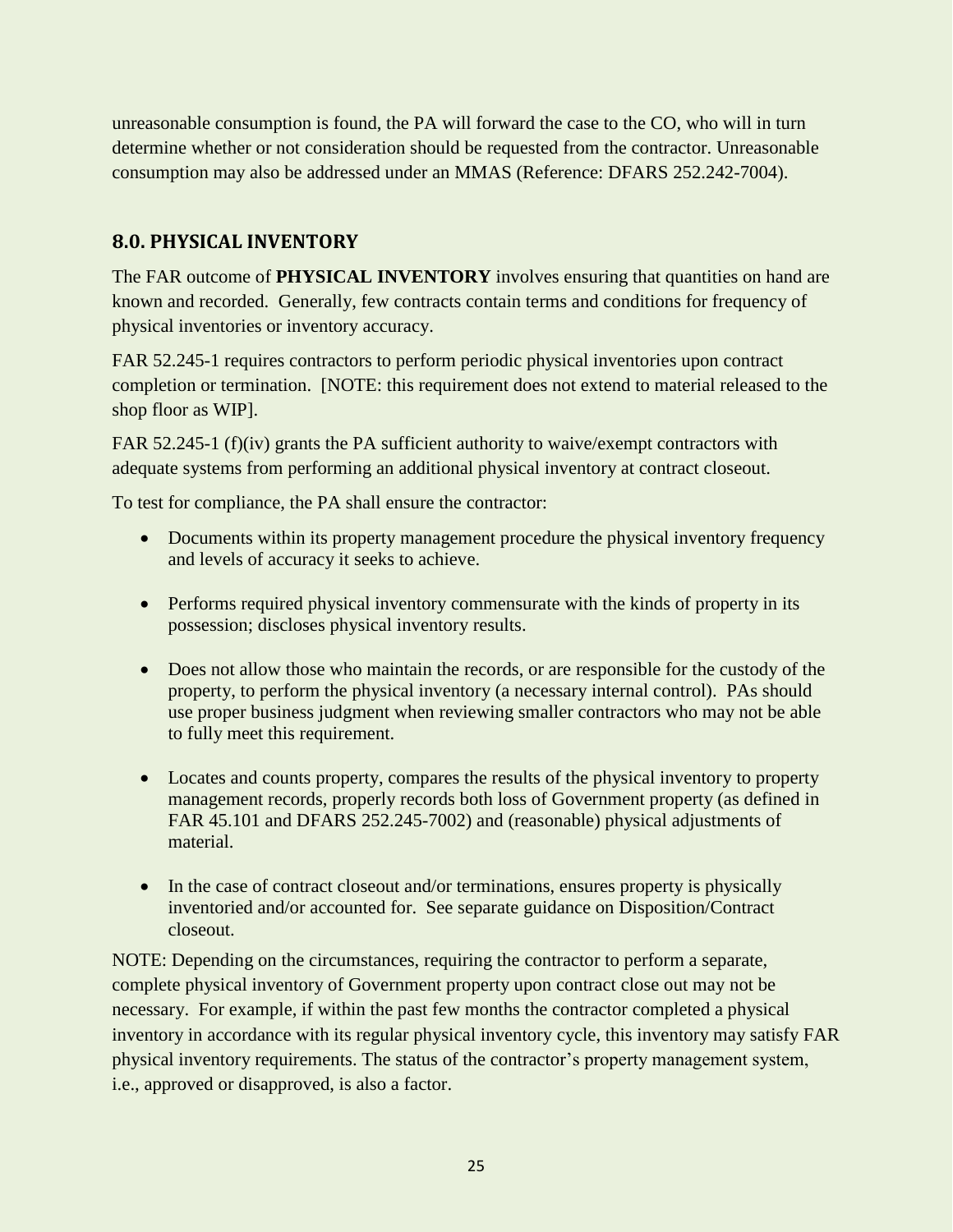unreasonable consumption is found, the PA will forward the case to the CO, who will in turn determine whether or not consideration should be requested from the contractor. Unreasonable consumption may also be addressed under an MMAS (Reference: DFARS 252.242-7004).

## 8.0. PHYSICAL INVENTORY

The FAR outcome of **PHYSICAL INVENTORY** involves ensuring that quantities on hand are known and recorded. Generally, few contracts contain terms and conditions for frequency of physical inventories or inventory accuracy.

FAR 52.245-1 requires contractors to perform periodic physical inventories upon contract completion or termination. [NOTE: this requirement does not extend to material released to the shop floor as WIP].

FAR 52.245-1 (f)(iv) grants the PA sufficient authority to waive/exempt contractors with adequate systems from performing an additional physical inventory at contract closeout.

To test for compliance, the PA shall ensure the contractor:

- Documents within its property management procedure the physical inventory frequency and levels of accuracy it seeks to achieve.
- Performs required physical inventory commensurate with the kinds of property in its possession; discloses physical inventory results.
- Does not allow those who maintain the records, or are responsible for the custody of the property, to perform the physical inventory (a necessary internal control). PAs should use proper business judgment when reviewing smaller contractors who may not be able to fully meet this requirement.
- Locates and counts property, compares the results of the physical inventory to property management records, properly records both loss of Government property (as defined in FAR 45.101 and DFARS 252.245-7002) and (reasonable) physical adjustments of material.
- In the case of contract closeout and/or terminations, ensures property is physically inventoried and/or accounted for. See separate guidance on Disposition/Contract closeout.

NOTE: Depending on the circumstances, requiring the contractor to perform a separate, complete physical inventory of Government property upon contract close out may not be necessary. For example, if within the past few months the contractor completed a physical inventory in accordance with its regular physical inventory cycle, this inventory may satisfy FAR physical inventory requirements. The status of the contractor's property management system, i.e., approved or disapproved, is also a factor.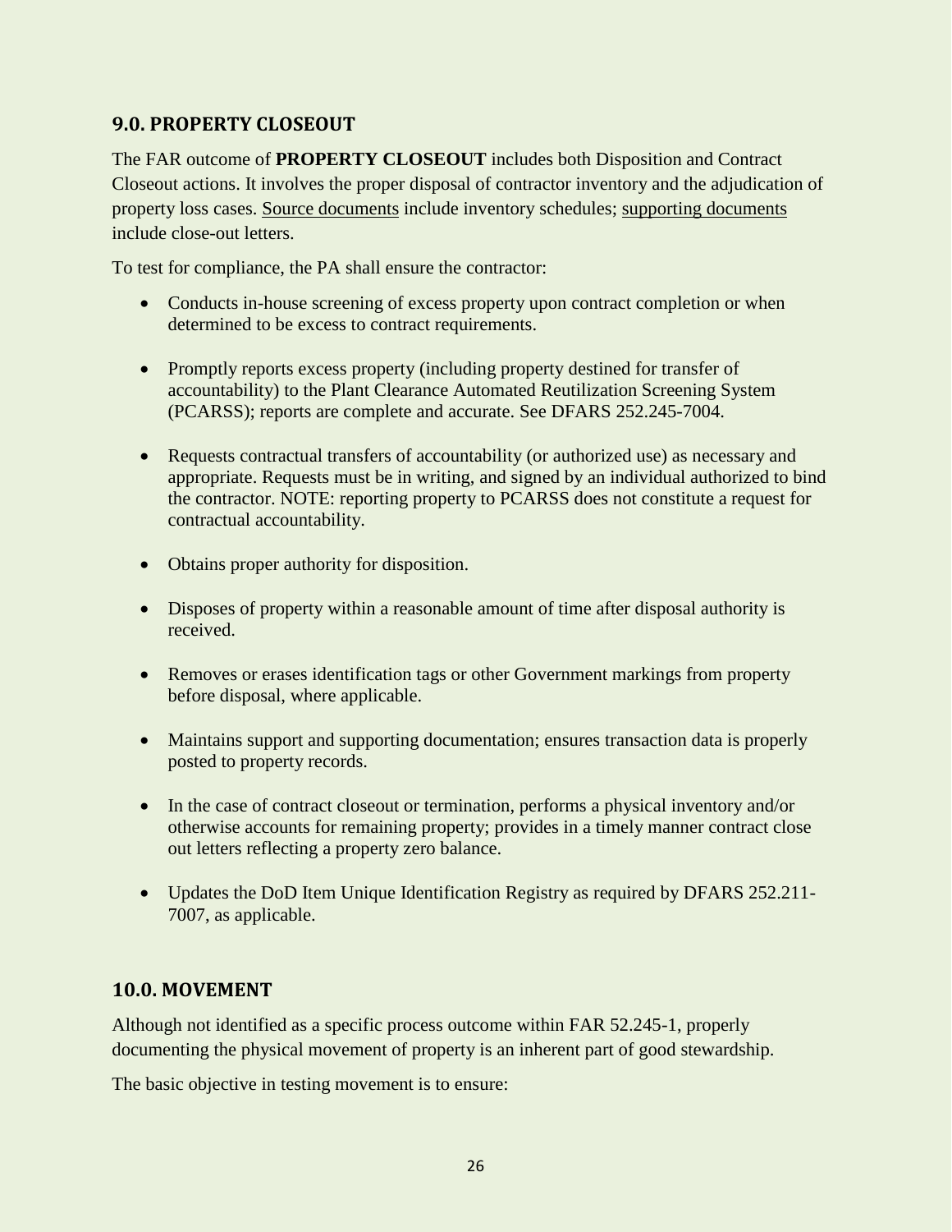## 9.0. PROPERTY CLOSEOUT

The FAR outcome of **PROPERTY CLOSEOUT** includes both Disposition and Contract Closeout actions. It involves the proper disposal of contractor inventory and the adjudication of property loss cases. Source documents include inventory schedules; supporting documents include close-out letters.

To test for compliance, the PA shall ensure the contractor:

- Conducts in-house screening of excess property upon contract completion or when determined to be excess to contract requirements.

- Promptly reports excess property (including property destined for transfer of accountability) to the Plant Clearance Automated Reutilization Screening System (PCARSS); reports are complete and accurate. See DFARS 252.245-7004.

- Requests contractual transfers of accountability (or authorized use) as necessary and appropriate. Requests must be in writing, and signed by an individual authorized to bind the contractor. NOTE: reporting property to PCARSS does not constitute a request for contractual accountability.

- Obtains proper authority for disposition.

- Disposes of property within a reasonable amount of time after disposal authority is received.

- Removes or erases identification tags or other Government markings from property before disposal, where applicable.

- Maintains support and supporting documentation; ensures transaction data is properly posted to property records.

- In the case of contract closeout or termination, performs a physical inventory and/or otherwise accounts for remaining property; provides in a timely manner contract close out letters reflecting a property zero balance.

- Updates the DoD Item Unique Identification Registry as required by DFARS 252.211-7007, as applicable.

## 10.0. MOVEMENT

Although not identified as a specific process outcome within FAR 52.245-1, properly documenting the physical movement of property is an inherent part of good stewardship.

The basic objective in testing movement is to ensure: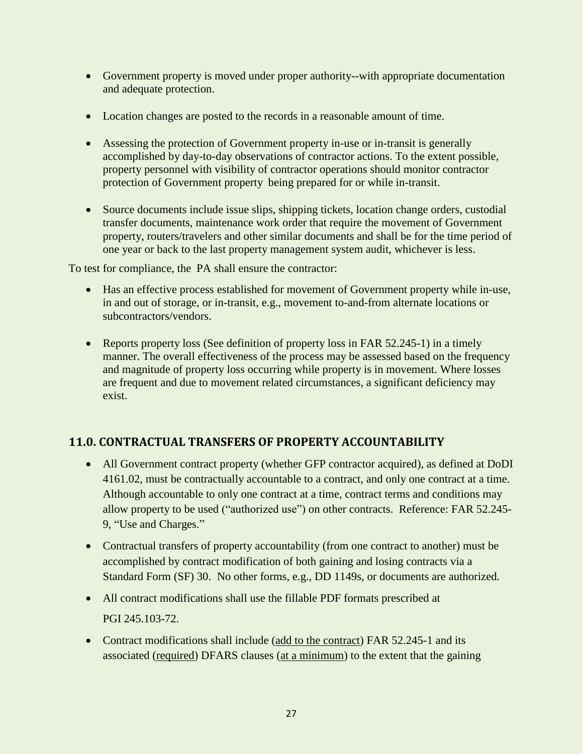- Government property is moved under proper authority--with appropriate documentation and adequate protection.

- Location changes are posted to the records in a reasonable amount of time.

- Assessing the protection of Government property in-use or in-transit is generally accomplished by day-to-day observations of contractor actions. To the extent possible, property personnel with visibility of contractor operations should monitor contractor protection of Government property being prepared for or while in-transit.

- Source documents include issue slips, shipping tickets, location change orders, custodial transfer documents, maintenance work order that require the movement of Government property, routers/travelers and other similar documents and shall be for the time period of one year or back to the last property management system audit, whichever is less.

To test for compliance, the PA shall ensure the contractor:

- Has an effective process established for movement of Government property while in-use, in and out of storage, or in-transit, e.g., movement to-and-from alternate locations or subcontractors/vendors.

- Reports property loss (See definition of property loss in FAR 52.245-1) in a timely manner. The overall effectiveness of the process may be assessed based on the frequency and magnitude of property loss occurring while property is in movement. Where losses are frequent and due to movement related circumstances, a significant deficiency may exist.

## 11.0. CONTRACTUAL TRANSFERS OF PROPERTY ACCOUNTABILITY

- All Government contract property (whether GFP contractor acquired), as defined at DoDI 4161.02, must be contractually accountable to a contract, and only one contract at a time. Although accountable to only one contract at a time, contract terms and conditions may allow property to be used ("authorized use") on other contracts. Reference: FAR 52.245-9, "Use and Charges."

- Contractual transfers of property accountability (from one contract to another) must be accomplished by contract modification of both gaining and losing contracts via a Standard Form (SF) 30. No other forms, e.g., DD 1149s, or documents are authorized.

- All contract modifications shall use the fillable PDF formats prescribed at PGI 245.103-72.

- Contract modifications shall include (<u>add to the contract</u>) FAR 52.245-1 and its associated (<u>required</u>) DFARS clauses (<u>at a minimum</u>) to the extent that the gaining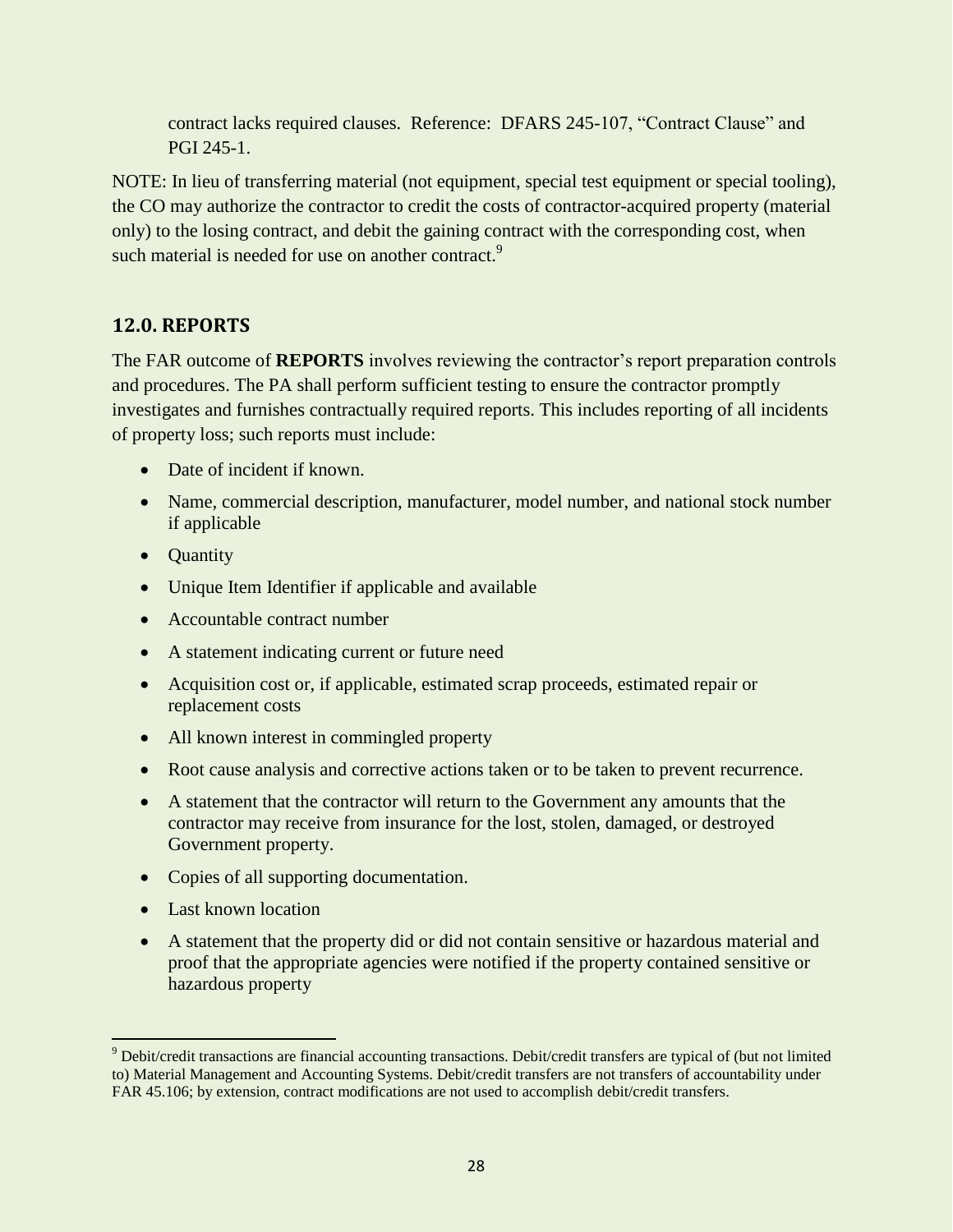contract lacks required clauses. Reference: DFARS 245-107, "Contract Clause" and PGI 245-1.

NOTE: In lieu of transferring material (not equipment, special test equipment or special tooling), the CO may authorize the contractor to credit the costs of contractor-acquired property (material only) to the losing contract, and debit the gaining contract with the corresponding cost, when such material is needed for use on another contract.[9]

## 12.0. REPORTS

The FAR outcome of **REPORTS** involves reviewing the contractor's report preparation controls and procedures. The PA shall perform sufficient testing to ensure the contractor promptly investigates and furnishes contractually required reports. This includes reporting of all incidents of property loss; such reports must include:

- Date of incident if known.
- Name, commercial description, manufacturer, model number, and national stock number if applicable
- Quantity
- Unique Item Identifier if applicable and available
- Accountable contract number
- A statement indicating current or future need
- Acquisition cost or, if applicable, estimated scrap proceeds, estimated repair or replacement costs
- All known interest in commingled property
- Root cause analysis and corrective actions taken or to be taken to prevent recurrence.
- A statement that the contractor will return to the Government any amounts that the contractor may receive from insurance for the lost, stolen, damaged, or destroyed Government property.
- Copies of all supporting documentation.
- Last known location
- A statement that the property did or did not contain sensitive or hazardous material and proof that the appropriate agencies were notified if the property contained sensitive or hazardous property

---

[9] Debit/credit transactions are financial accounting transactions. Debit/credit transfers are typical of (but not limited to) Material Management and Accounting Systems. Debit/credit transfers are not transfers of accountability under FAR 45.106; by extension, contract modifications are not used to accomplish debit/credit transfers.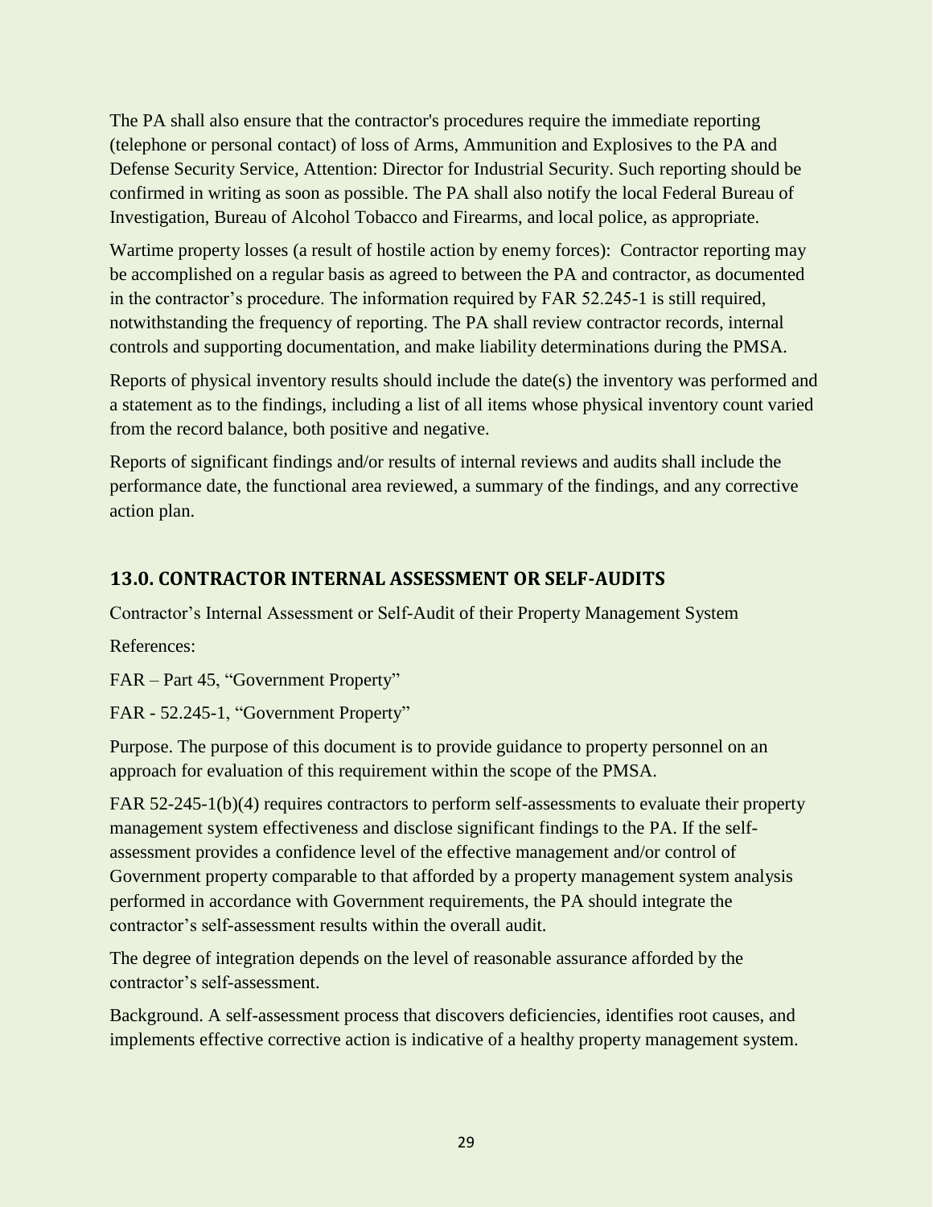The PA shall also ensure that the contractor's procedures require the immediate reporting (telephone or personal contact) of loss of Arms, Ammunition and Explosives to the PA and Defense Security Service, Attention: Director for Industrial Security. Such reporting should be confirmed in writing as soon as possible. The PA shall also notify the local Federal Bureau of Investigation, Bureau of Alcohol Tobacco and Firearms, and local police, as appropriate.

Wartime property losses (a result of hostile action by enemy forces): Contractor reporting may be accomplished on a regular basis as agreed to between the PA and contractor, as documented in the contractor's procedure. The information required by FAR 52.245-1 is still required, notwithstanding the frequency of reporting. The PA shall review contractor records, internal controls and supporting documentation, and make liability determinations during the PMSA.

Reports of physical inventory results should include the date(s) the inventory was performed and a statement as to the findings, including a list of all items whose physical inventory count varied from the record balance, both positive and negative.

Reports of significant findings and/or results of internal reviews and audits shall include the performance date, the functional area reviewed, a summary of the findings, and any corrective action plan.

## 13.0. CONTRACTOR INTERNAL ASSESSMENT OR SELF-AUDITS

Contractor's Internal Assessment or Self-Audit of their Property Management System

References:

FAR – Part 45, "Government Property"

FAR - 52.245-1, "Government Property"

Purpose. The purpose of this document is to provide guidance to property personnel on an approach for evaluation of this requirement within the scope of the PMSA.

FAR 52-245-1(b)(4) requires contractors to perform self-assessments to evaluate their property management system effectiveness and disclose significant findings to the PA. If the self-assessment provides a confidence level of the effective management and/or control of Government property comparable to that afforded by a property management system analysis performed in accordance with Government requirements, the PA should integrate the contractor's self-assessment results within the overall audit.

The degree of integration depends on the level of reasonable assurance afforded by the contractor's self-assessment.

Background. A self-assessment process that discovers deficiencies, identifies root causes, and implements effective corrective action is indicative of a healthy property management system.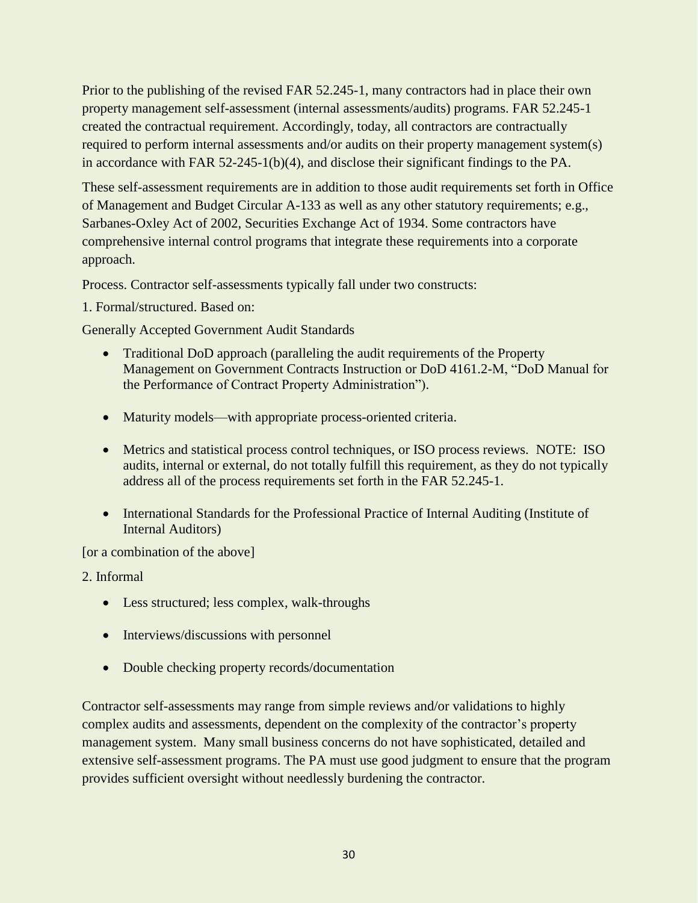Prior to the publishing of the revised FAR 52.245-1, many contractors had in place their own property management self-assessment (internal assessments/audits) programs. FAR 52.245-1 created the contractual requirement. Accordingly, today, all contractors are contractually required to perform internal assessments and/or audits on their property management system(s) in accordance with FAR 52-245-1(b)(4), and disclose their significant findings to the PA.

These self-assessment requirements are in addition to those audit requirements set forth in Office of Management and Budget Circular A-133 as well as any other statutory requirements; e.g., Sarbanes-Oxley Act of 2002, Securities Exchange Act of 1934. Some contractors have comprehensive internal control programs that integrate these requirements into a corporate approach.

Process. Contractor self-assessments typically fall under two constructs:

1. Formal/structured. Based on:

Generally Accepted Government Audit Standards

- Traditional DoD approach (paralleling the audit requirements of the Property Management on Government Contracts Instruction or DoD 4161.2-M, "DoD Manual for the Performance of Contract Property Administration").
- Maturity models—with appropriate process-oriented criteria.
- Metrics and statistical process control techniques, or ISO process reviews. NOTE: ISO audits, internal or external, do not totally fulfill this requirement, as they do not typically address all of the process requirements set forth in the FAR 52.245-1.
- International Standards for the Professional Practice of Internal Auditing (Institute of Internal Auditors)

[or a combination of the above]

2. Informal

- Less structured; less complex, walk-throughs
- Interviews/discussions with personnel
- Double checking property records/documentation

Contractor self-assessments may range from simple reviews and/or validations to highly complex audits and assessments, dependent on the complexity of the contractor's property management system. Many small business concerns do not have sophisticated, detailed and extensive self-assessment programs. The PA must use good judgment to ensure that the program provides sufficient oversight without needlessly burdening the contractor.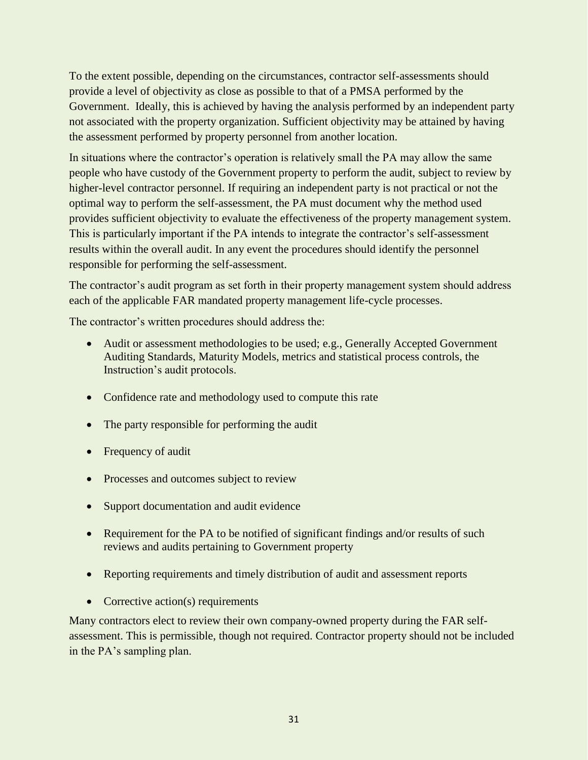To the extent possible, depending on the circumstances, contractor self-assessments should provide a level of objectivity as close as possible to that of a PMSA performed by the Government. Ideally, this is achieved by having the analysis performed by an independent party not associated with the property organization. Sufficient objectivity may be attained by having the assessment performed by property personnel from another location.

In situations where the contractor's operation is relatively small the PA may allow the same people who have custody of the Government property to perform the audit, subject to review by higher-level contractor personnel. If requiring an independent party is not practical or not the optimal way to perform the self-assessment, the PA must document why the method used provides sufficient objectivity to evaluate the effectiveness of the property management system. This is particularly important if the PA intends to integrate the contractor's self-assessment results within the overall audit. In any event the procedures should identify the personnel responsible for performing the self-assessment.

The contractor's audit program as set forth in their property management system should address each of the applicable FAR mandated property management life-cycle processes.

The contractor's written procedures should address the:

- Audit or assessment methodologies to be used; e.g., Generally Accepted Government Auditing Standards, Maturity Models, metrics and statistical process controls, the Instruction's audit protocols.
- Confidence rate and methodology used to compute this rate
- The party responsible for performing the audit
- Frequency of audit
- Processes and outcomes subject to review
- Support documentation and audit evidence
- Requirement for the PA to be notified of significant findings and/or results of such reviews and audits pertaining to Government property
- Reporting requirements and timely distribution of audit and assessment reports
- Corrective action(s) requirements

Many contractors elect to review their own company-owned property during the FAR self-assessment. This is permissible, though not required. Contractor property should not be included in the PA's sampling plan.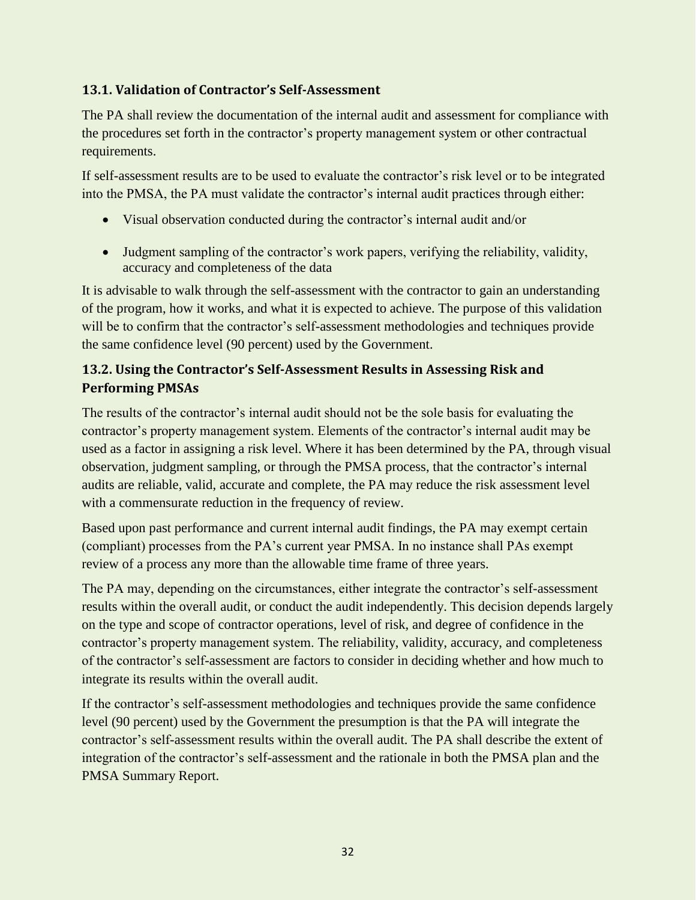### 13.1. Validation of Contractor's Self-Assessment

The PA shall review the documentation of the internal audit and assessment for compliance with the procedures set forth in the contractor's property management system or other contractual requirements.

If self-assessment results are to be used to evaluate the contractor's risk level or to be integrated into the PMSA, the PA must validate the contractor's internal audit practices through either:

- Visual observation conducted during the contractor's internal audit and/or
- Judgment sampling of the contractor's work papers, verifying the reliability, validity, accuracy and completeness of the data

It is advisable to walk through the self-assessment with the contractor to gain an understanding of the program, how it works, and what it is expected to achieve. The purpose of this validation will be to confirm that the contractor's self-assessment methodologies and techniques provide the same confidence level (90 percent) used by the Government.

### 13.2. Using the Contractor's Self-Assessment Results in Assessing Risk and Performing PMSAs

The results of the contractor's internal audit should not be the sole basis for evaluating the contractor's property management system. Elements of the contractor's internal audit may be used as a factor in assigning a risk level. Where it has been determined by the PA, through visual observation, judgment sampling, or through the PMSA process, that the contractor's internal audits are reliable, valid, accurate and complete, the PA may reduce the risk assessment level with a commensurate reduction in the frequency of review.

Based upon past performance and current internal audit findings, the PA may exempt certain (compliant) processes from the PA's current year PMSA. In no instance shall PAs exempt review of a process any more than the allowable time frame of three years.

The PA may, depending on the circumstances, either integrate the contractor's self-assessment results within the overall audit, or conduct the audit independently. This decision depends largely on the type and scope of contractor operations, level of risk, and degree of confidence in the contractor's property management system. The reliability, validity, accuracy, and completeness of the contractor's self-assessment are factors to consider in deciding whether and how much to integrate its results within the overall audit.

If the contractor's self-assessment methodologies and techniques provide the same confidence level (90 percent) used by the Government the presumption is that the PA will integrate the contractor's self-assessment results within the overall audit. The PA shall describe the extent of integration of the contractor's self-assessment and the rationale in both the PMSA plan and the PMSA Summary Report.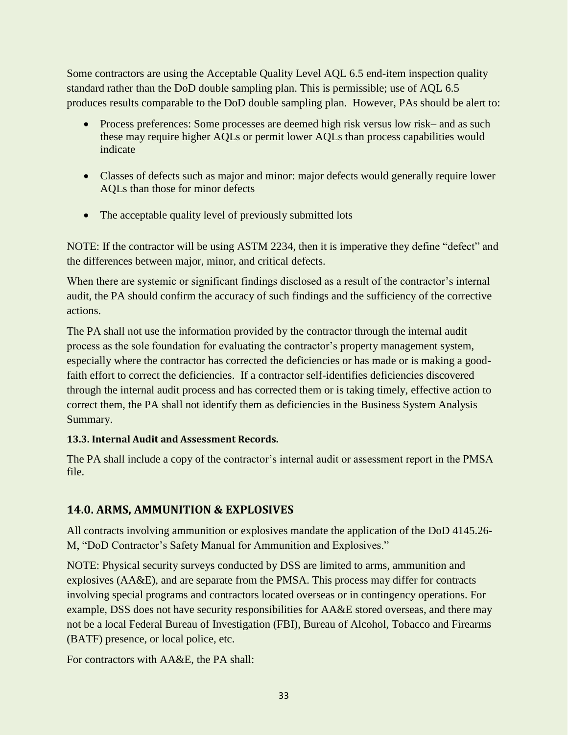Some contractors are using the Acceptable Quality Level AQL 6.5 end-item inspection quality standard rather than the DoD double sampling plan. This is permissible; use of AQL 6.5 produces results comparable to the DoD double sampling plan. However, PAs should be alert to:

- Process preferences: Some processes are deemed high risk versus low risk– and as such these may require higher AQLs or permit lower AQLs than process capabilities would indicate
- Classes of defects such as major and minor: major defects would generally require lower AQLs than those for minor defects
- The acceptable quality level of previously submitted lots

NOTE: If the contractor will be using ASTM 2234, then it is imperative they define "defect" and the differences between major, minor, and critical defects.

When there are systemic or significant findings disclosed as a result of the contractor's internal audit, the PA should confirm the accuracy of such findings and the sufficiency of the corrective actions.

The PA shall not use the information provided by the contractor through the internal audit process as the sole foundation for evaluating the contractor's property management system, especially where the contractor has corrected the deficiencies or has made or is making a good-faith effort to correct the deficiencies. If a contractor self-identifies deficiencies discovered through the internal audit process and has corrected them or is taking timely, effective action to correct them, the PA shall not identify them as deficiencies in the Business System Analysis Summary.

#### 13.3. Internal Audit and Assessment Records.

The PA shall include a copy of the contractor's internal audit or assessment report in the PMSA file.

## 14.0. ARMS, AMMUNITION & EXPLOSIVES

All contracts involving ammunition or explosives mandate the application of the DoD 4145.26-M, "DoD Contractor's Safety Manual for Ammunition and Explosives."

NOTE: Physical security surveys conducted by DSS are limited to arms, ammunition and explosives (AA&E), and are separate from the PMSA. This process may differ for contracts involving special programs and contractors located overseas or in contingency operations. For example, DSS does not have security responsibilities for AA&E stored overseas, and there may not be a local Federal Bureau of Investigation (FBI), Bureau of Alcohol, Tobacco and Firearms (BATF) presence, or local police, etc.

For contractors with AA&E, the PA shall: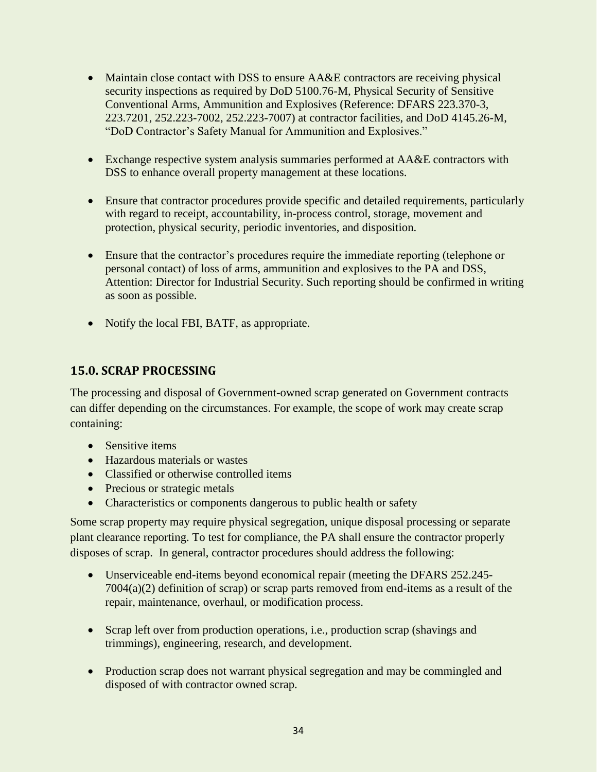- Maintain close contact with DSS to ensure AA&E contractors are receiving physical security inspections as required by DoD 5100.76-M, Physical Security of Sensitive Conventional Arms, Ammunition and Explosives (Reference: DFARS 223.370-3, 223.7201, 252.223-7002, 252.223-7007) at contractor facilities, and DoD 4145.26-M, "DoD Contractor's Safety Manual for Ammunition and Explosives."

- Exchange respective system analysis summaries performed at AA&E contractors with DSS to enhance overall property management at these locations.

- Ensure that contractor procedures provide specific and detailed requirements, particularly with regard to receipt, accountability, in-process control, storage, movement and protection, physical security, periodic inventories, and disposition.

- Ensure that the contractor's procedures require the immediate reporting (telephone or personal contact) of loss of arms, ammunition and explosives to the PA and DSS, Attention: Director for Industrial Security. Such reporting should be confirmed in writing as soon as possible.

- Notify the local FBI, BATF, as appropriate.

## 15.0. SCRAP PROCESSING

The processing and disposal of Government-owned scrap generated on Government contracts can differ depending on the circumstances. For example, the scope of work may create scrap containing:

- Sensitive items
- Hazardous materials or wastes
- Classified or otherwise controlled items
- Precious or strategic metals
- Characteristics or components dangerous to public health or safety

Some scrap property may require physical segregation, unique disposal processing or separate plant clearance reporting. To test for compliance, the PA shall ensure the contractor properly disposes of scrap. In general, contractor procedures should address the following:

- Unserviceable end-items beyond economical repair (meeting the DFARS 252.245-7004(a)(2) definition of scrap) or scrap parts removed from end-items as a result of the repair, maintenance, overhaul, or modification process.

- Scrap left over from production operations, i.e., production scrap (shavings and trimmings), engineering, research, and development.

- Production scrap does not warrant physical segregation and may be commingled and disposed of with contractor owned scrap.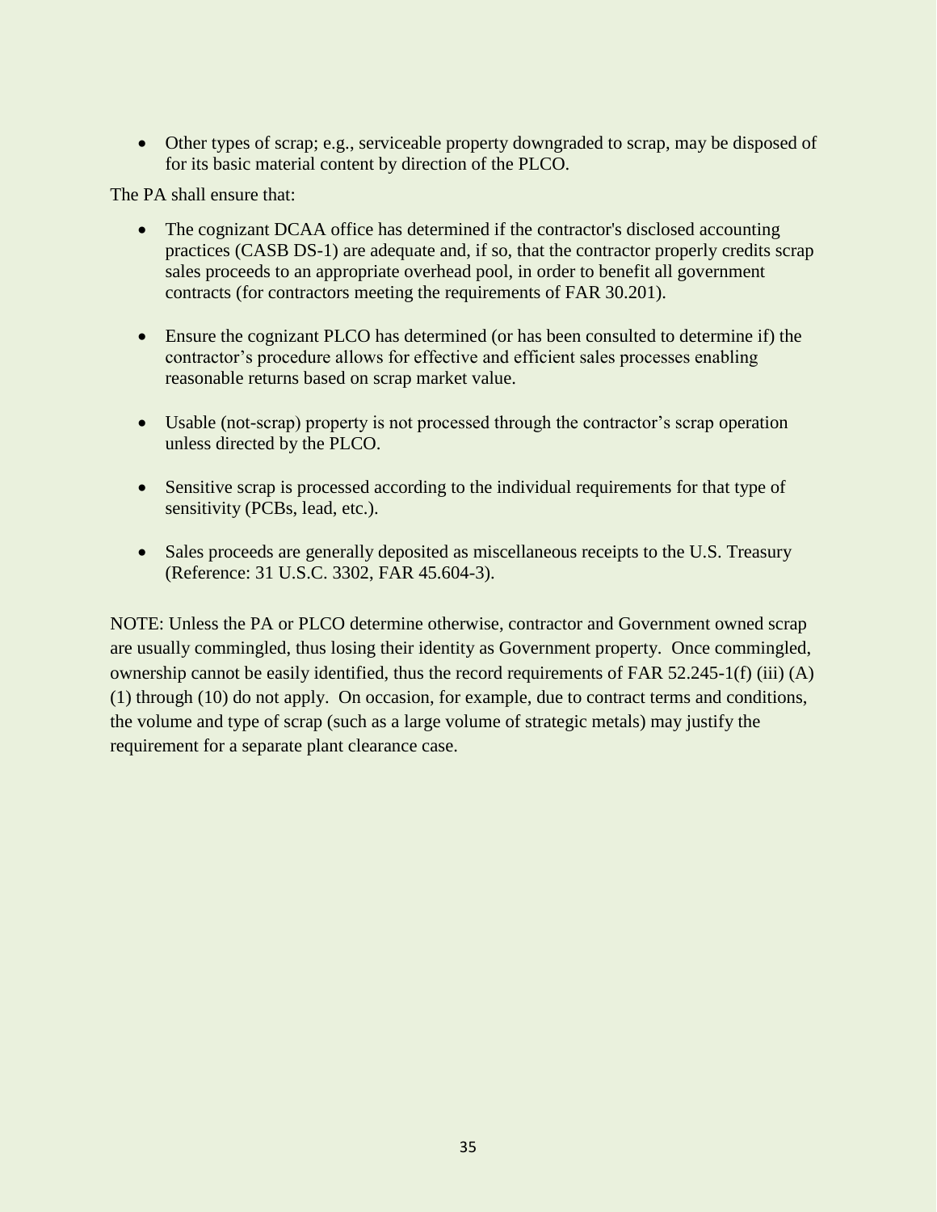- Other types of scrap; e.g., serviceable property downgraded to scrap, may be disposed of for its basic material content by direction of the PLCO.

The PA shall ensure that:

- The cognizant DCAA office has determined if the contractor's disclosed accounting practices (CASB DS-1) are adequate and, if so, that the contractor properly credits scrap sales proceeds to an appropriate overhead pool, in order to benefit all government contracts (for contractors meeting the requirements of FAR 30.201).

- Ensure the cognizant PLCO has determined (or has been consulted to determine if) the contractor's procedure allows for effective and efficient sales processes enabling reasonable returns based on scrap market value.

- Usable (not-scrap) property is not processed through the contractor's scrap operation unless directed by the PLCO.

- Sensitive scrap is processed according to the individual requirements for that type of sensitivity (PCBs, lead, etc.).

- Sales proceeds are generally deposited as miscellaneous receipts to the U.S. Treasury (Reference: 31 U.S.C. 3302, FAR 45.604-3).

NOTE: Unless the PA or PLCO determine otherwise, contractor and Government owned scrap are usually commingled, thus losing their identity as Government property. Once commingled, ownership cannot be easily identified, thus the record requirements of FAR 52.245-1(f) (iii) (A) (1) through (10) do not apply. On occasion, for example, due to contract terms and conditions, the volume and type of scrap (such as a large volume of strategic metals) may justify the requirement for a separate plant clearance case.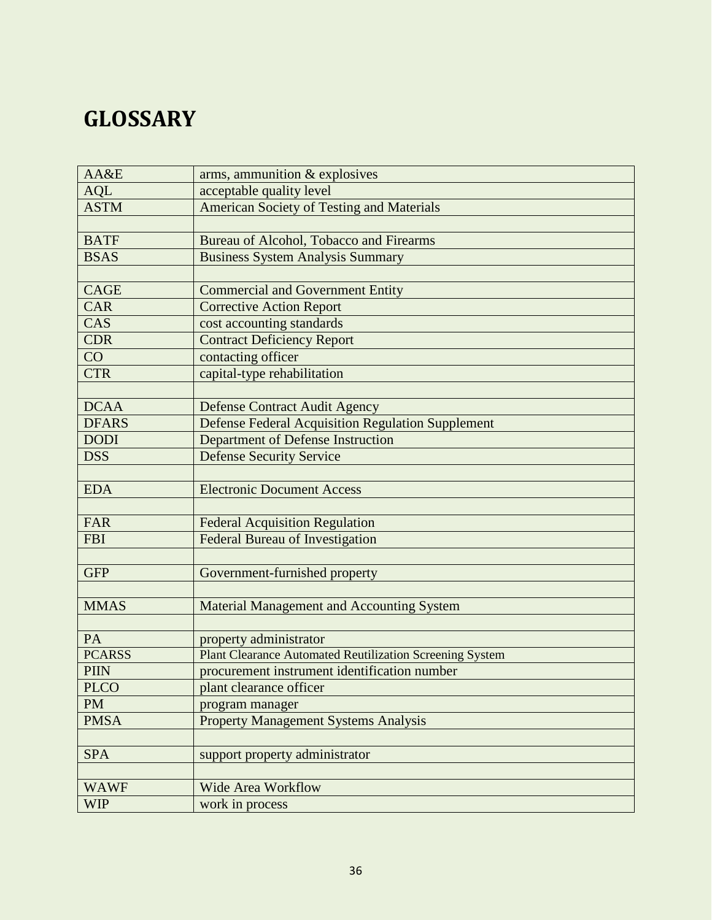# GLOSSARY

| | |
|---|---|
| AA&E | arms, ammunition & explosives |
| AQL | acceptable quality level |
| ASTM | American Society of Testing and Materials |
| | |
| BATF | Bureau of Alcohol, Tobacco and Firearms |
| BSAS | Business System Analysis Summary |
| | |
| CAGE | Commercial and Government Entity |
| CAR | Corrective Action Report |
| CAS | cost accounting standards |
| CDR | Contract Deficiency Report |
| CO | contacting officer |
| CTR | capital-type rehabilitation |
| | |
| DCAA | Defense Contract Audit Agency |
| DFARS | Defense Federal Acquisition Regulation Supplement |
| DODI | Department of Defense Instruction |
| DSS | Defense Security Service |
| | |
| EDA | Electronic Document Access |
| | |
| FAR | Federal Acquisition Regulation |
| FBI | Federal Bureau of Investigation |
| | |
| GFP | Government-furnished property |
| | |
| MMAS | Material Management and Accounting System |
| | |
| PA | property administrator |
| PCARSS | Plant Clearance Automated Reutilization Screening System |
| PIIN | procurement instrument identification number |
| PLCO | plant clearance officer |
| PM | program manager |
| PMSA | Property Management Systems Analysis |
| | |
| SPA | support property administrator |
| | |
| WAWF | Wide Area Workflow |
| WIP | work in process |